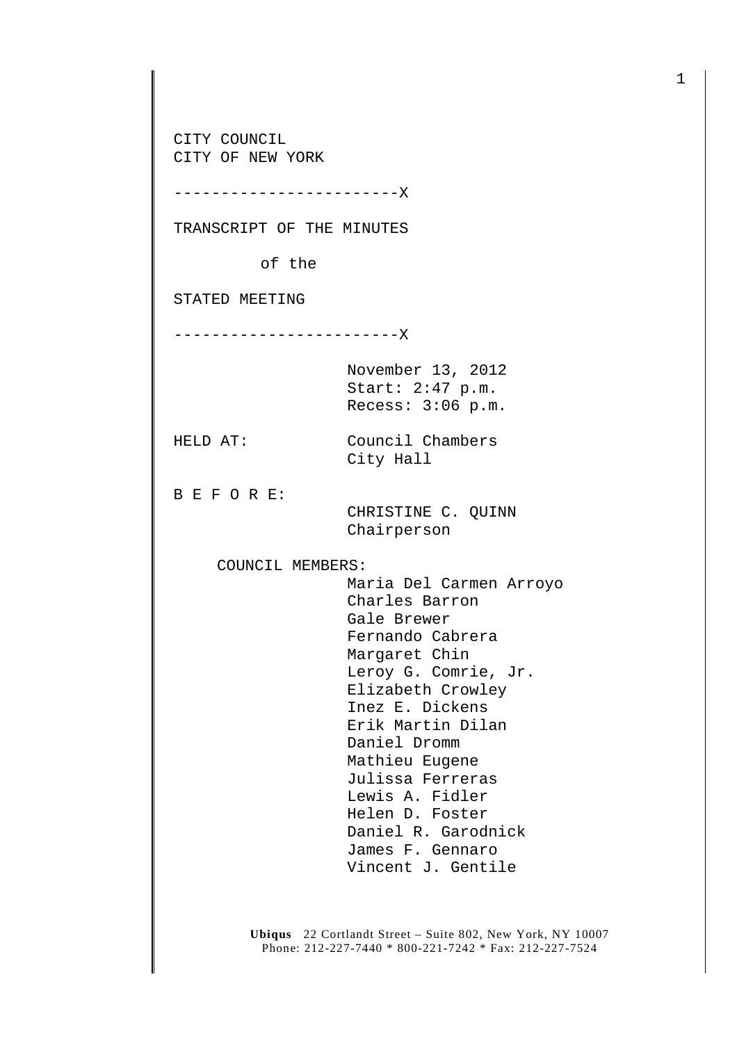CITY COUNCIL
CITY OF NEW YORK

------------------------X

TRANSCRIPT OF THE MINUTES

of the

STATED MEETING

------------------------X

November 13, 2012
Start: 2:47 p.m.
Recess: 3:06 p.m.

HELD AT: Council Chambers
City Hall

B E F O R E:
CHRISTINE C. QUINN
Chairperson

COUNCIL MEMBERS:
Maria Del Carmen Arroyo
Charles Barron
Gale Brewer
Fernando Cabrera
Margaret Chin
Leroy G. Comrie, Jr.
Elizabeth Crowley
Inez E. Dickens
Erik Martin Dilan
Daniel Dromm
Mathieu Eugene
Julissa Ferreras
Lewis A. Fidler
Helen D. Foster
Daniel R. Garodnick
James F. Gennaro
Vincent J. Gentile

**Ubiqus** 22 Cortlandt Street – Suite 802, New York, NY 10007
Phone: 212-227-7440 * 800-221-7242 * Fax: 212-227-7524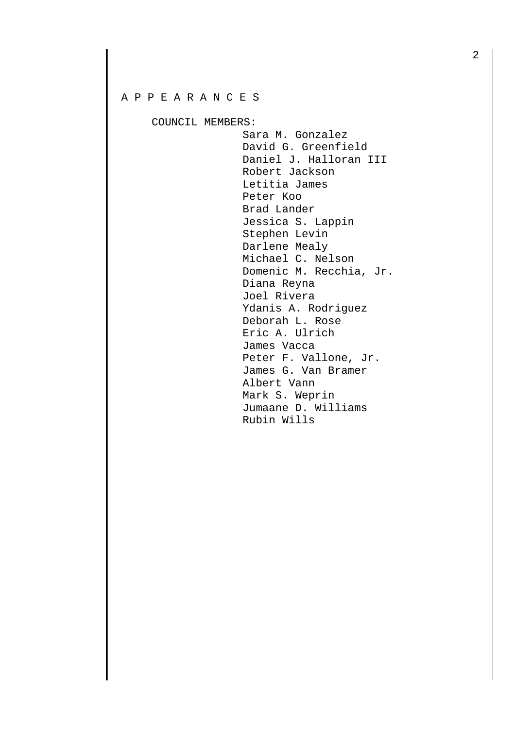# A P P E A R A N C E S

COUNCIL MEMBERS:

Sara M. Gonzalez
David G. Greenfield
Daniel J. Halloran III
Robert Jackson
Letitia James
Peter Koo
Brad Lander
Jessica S. Lappin
Stephen Levin
Darlene Mealy
Michael C. Nelson
Domenic M. Recchia, Jr.
Diana Reyna
Joel Rivera
Ydanis A. Rodriguez
Deborah L. Rose
Eric A. Ulrich
James Vacca
Peter F. Vallone, Jr.
James G. Van Bramer
Albert Vann
Mark S. Weprin
Jumaane D. Williams
Rubin Wills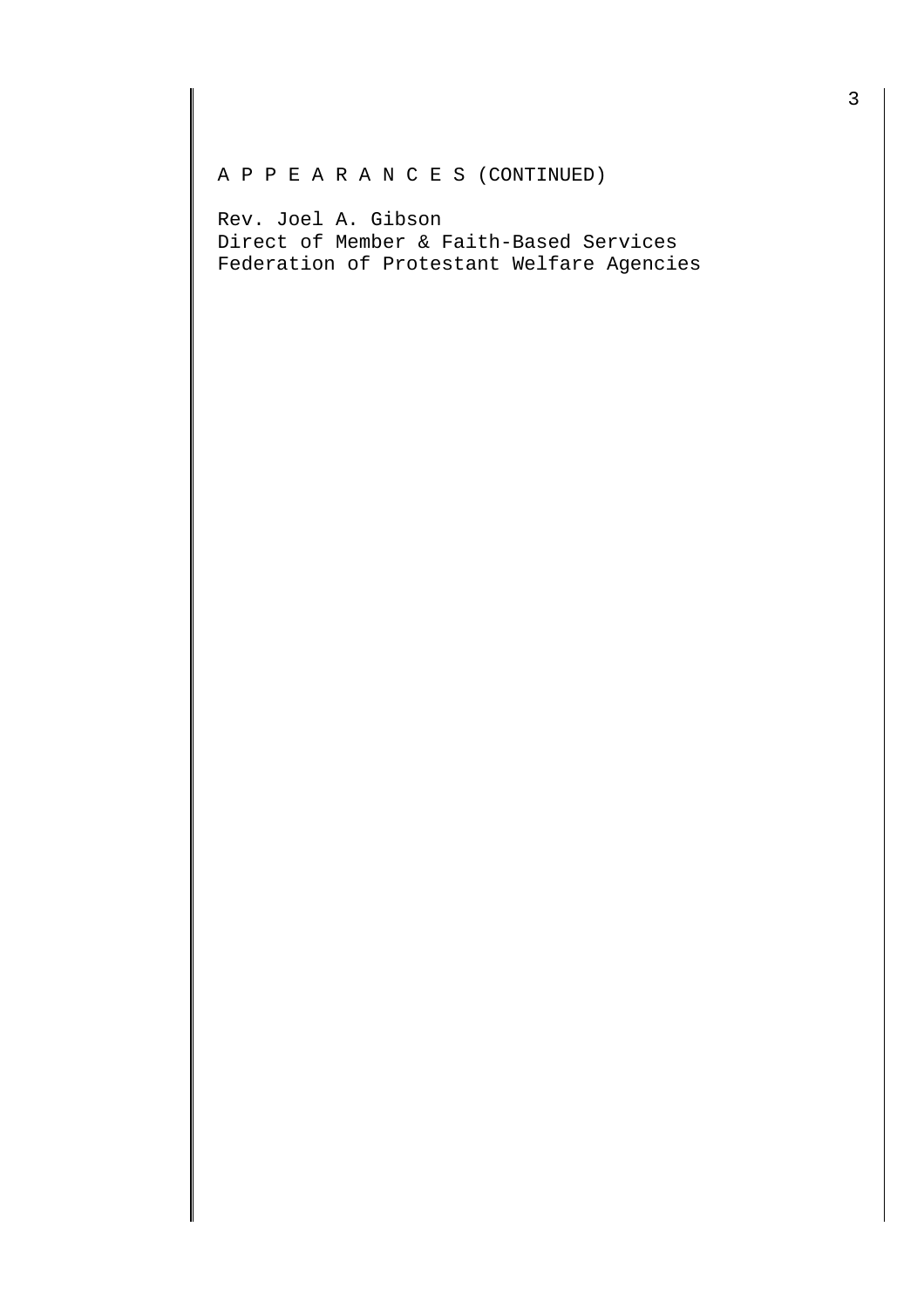A P P E A R A N C E S (CONTINUED)

Rev. Joel A. Gibson
Direct of Member & Faith-Based Services
Federation of Protestant Welfare Agencies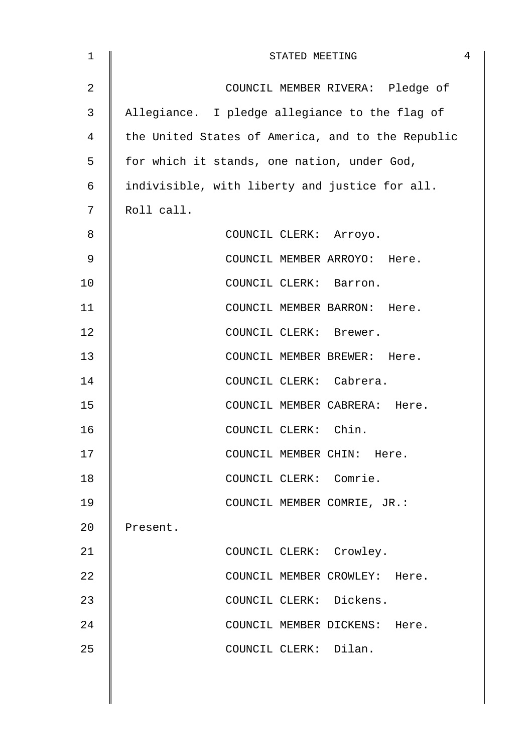COUNCIL MEMBER RIVERA: Pledge of Allegiance. I pledge allegiance to the flag of the United States of America, and to the Republic for which it stands, one nation, under God, indivisible, with liberty and justice for all. Roll call.

COUNCIL CLERK: Arroyo.

COUNCIL MEMBER ARROYO: Here.

COUNCIL CLERK: Barron.

COUNCIL MEMBER BARRON: Here.

COUNCIL CLERK: Brewer.

COUNCIL MEMBER BREWER: Here.

COUNCIL CLERK: Cabrera.

COUNCIL MEMBER CABRERA: Here.

COUNCIL CLERK: Chin.

COUNCIL MEMBER CHIN: Here.

COUNCIL CLERK: Comrie.

COUNCIL MEMBER COMRIE, JR.: Present.

COUNCIL CLERK: Crowley.

COUNCIL MEMBER CROWLEY: Here.

COUNCIL CLERK: Dickens.

COUNCIL MEMBER DICKENS: Here.

COUNCIL CLERK: Dilan.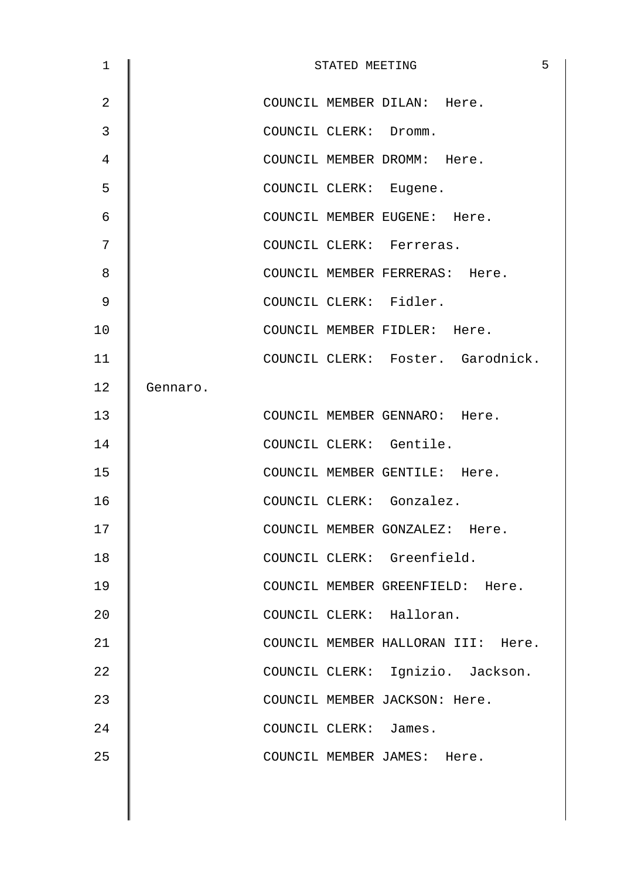COUNCIL MEMBER DILAN: Here.

COUNCIL CLERK: Dromm.

COUNCIL MEMBER DROMM: Here.

COUNCIL CLERK: Eugene.

COUNCIL MEMBER EUGENE: Here.

COUNCIL CLERK: Ferreras.

COUNCIL MEMBER FERRERAS: Here.

COUNCIL CLERK: Fidler.

COUNCIL MEMBER FIDLER: Here.

COUNCIL CLERK: Foster. Garodnick. Gennaro.

COUNCIL MEMBER GENNARO: Here.

COUNCIL CLERK: Gentile.

COUNCIL MEMBER GENTILE: Here.

COUNCIL CLERK: Gonzalez.

COUNCIL MEMBER GONZALEZ: Here.

COUNCIL CLERK: Greenfield.

COUNCIL MEMBER GREENFIELD: Here.

COUNCIL CLERK: Halloran.

COUNCIL MEMBER HALLORAN III: Here.

COUNCIL CLERK: Ignizio. Jackson.

COUNCIL MEMBER JACKSON: Here.

COUNCIL CLERK: James.

COUNCIL MEMBER JAMES: Here.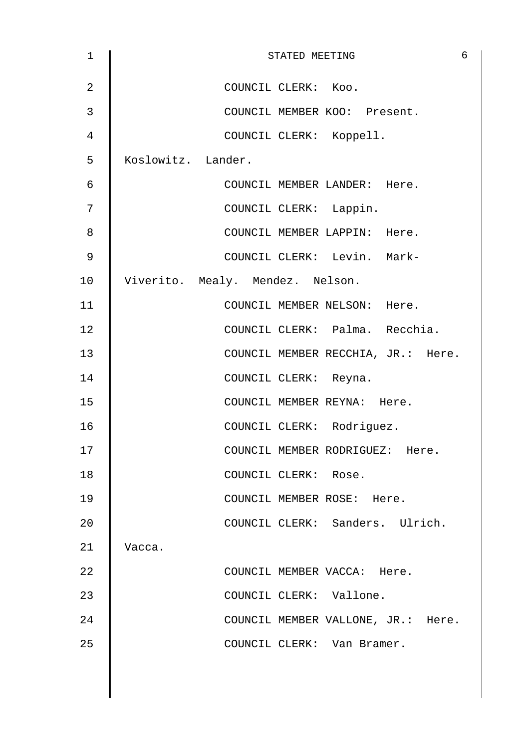COUNCIL CLERK: Koo.

COUNCIL MEMBER KOO: Present.

COUNCIL CLERK: Koppell. Koslowitz. Lander.

COUNCIL MEMBER LANDER: Here.

COUNCIL CLERK: Lappin.

COUNCIL MEMBER LAPPIN: Here.

COUNCIL CLERK: Levin. Mark-Viverito. Mealy. Mendez. Nelson.

COUNCIL MEMBER NELSON: Here.

COUNCIL CLERK: Palma. Recchia.

COUNCIL MEMBER RECCHIA, JR.: Here.

COUNCIL CLERK: Reyna.

COUNCIL MEMBER REYNA: Here.

COUNCIL CLERK: Rodriguez.

COUNCIL MEMBER RODRIGUEZ: Here.

COUNCIL CLERK: Rose.

COUNCIL MEMBER ROSE: Here.

COUNCIL CLERK: Sanders. Ulrich. Vacca.

COUNCIL MEMBER VACCA: Here.

COUNCIL CLERK: Vallone.

COUNCIL MEMBER VALLONE, JR.: Here.

COUNCIL CLERK: Van Bramer.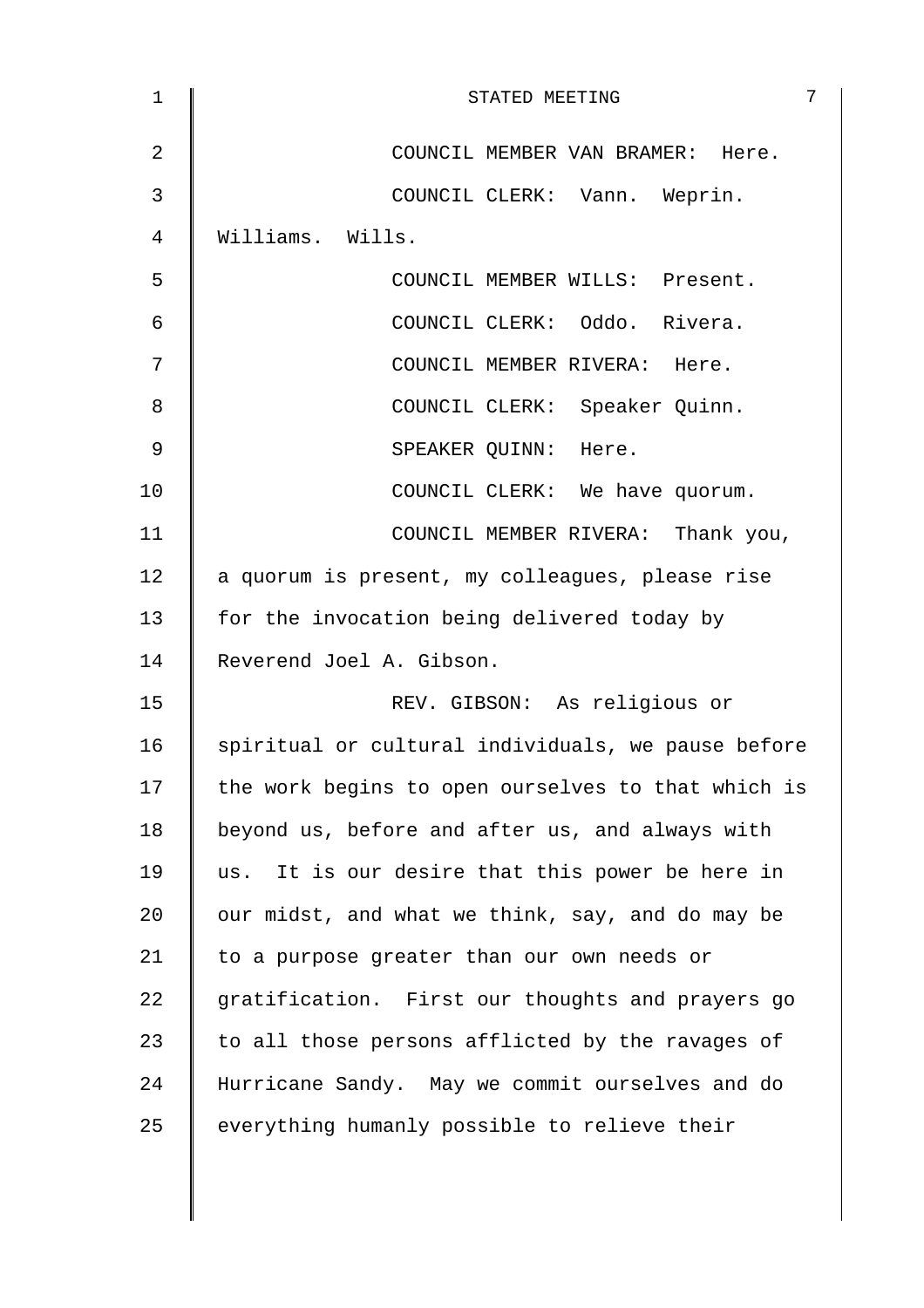COUNCIL MEMBER VAN BRAMER: Here.

COUNCIL CLERK: Vann. Weprin. Williams. Wills.

COUNCIL MEMBER WILLS: Present.

COUNCIL CLERK: Oddo. Rivera.

COUNCIL MEMBER RIVERA: Here.

COUNCIL CLERK: Speaker Quinn.

SPEAKER QUINN: Here.

COUNCIL CLERK: We have quorum.

COUNCIL MEMBER RIVERA: Thank you, a quorum is present, my colleagues, please rise for the invocation being delivered today by Reverend Joel A. Gibson.

REV. GIBSON: As religious or spiritual or cultural individuals, we pause before the work begins to open ourselves to that which is beyond us, before and after us, and always with us. It is our desire that this power be here in our midst, and what we think, say, and do may be to a purpose greater than our own needs or gratification. First our thoughts and prayers go to all those persons afflicted by the ravages of Hurricane Sandy. May we commit ourselves and do everything humanly possible to relieve their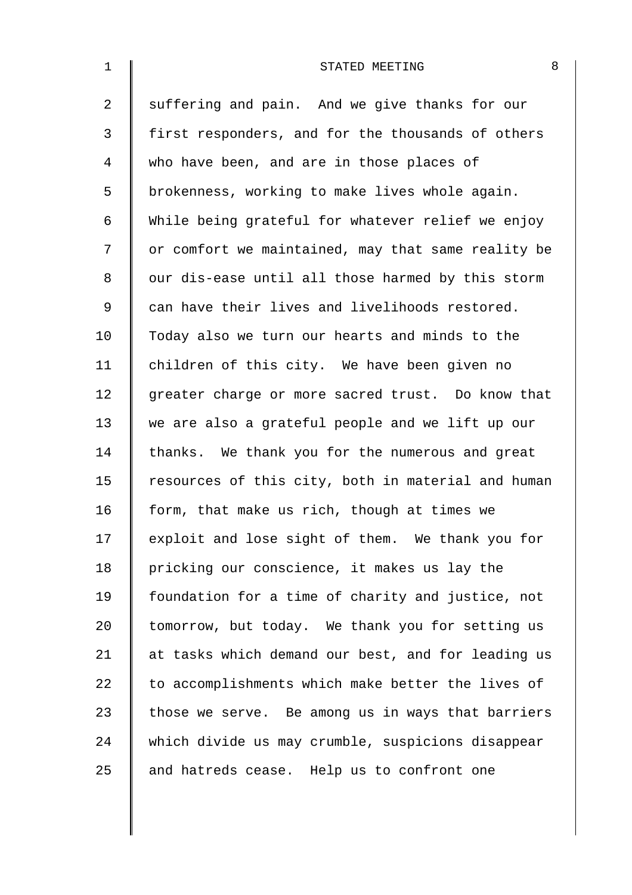suffering and pain. And we give thanks for our first responders, and for the thousands of others who have been, and are in those places of brokenness, working to make lives whole again. While being grateful for whatever relief we enjoy or comfort we maintained, may that same reality be our dis-ease until all those harmed by this storm can have their lives and livelihoods restored. Today also we turn our hearts and minds to the children of this city. We have been given no greater charge or more sacred trust. Do know that we are also a grateful people and we lift up our thanks. We thank you for the numerous and great resources of this city, both in material and human form, that make us rich, though at times we exploit and lose sight of them. We thank you for pricking our conscience, it makes us lay the foundation for a time of charity and justice, not tomorrow, but today. We thank you for setting us at tasks which demand our best, and for leading us to accomplishments which make better the lives of those we serve. Be among us in ways that barriers which divide us may crumble, suspicions disappear and hatreds cease. Help us to confront one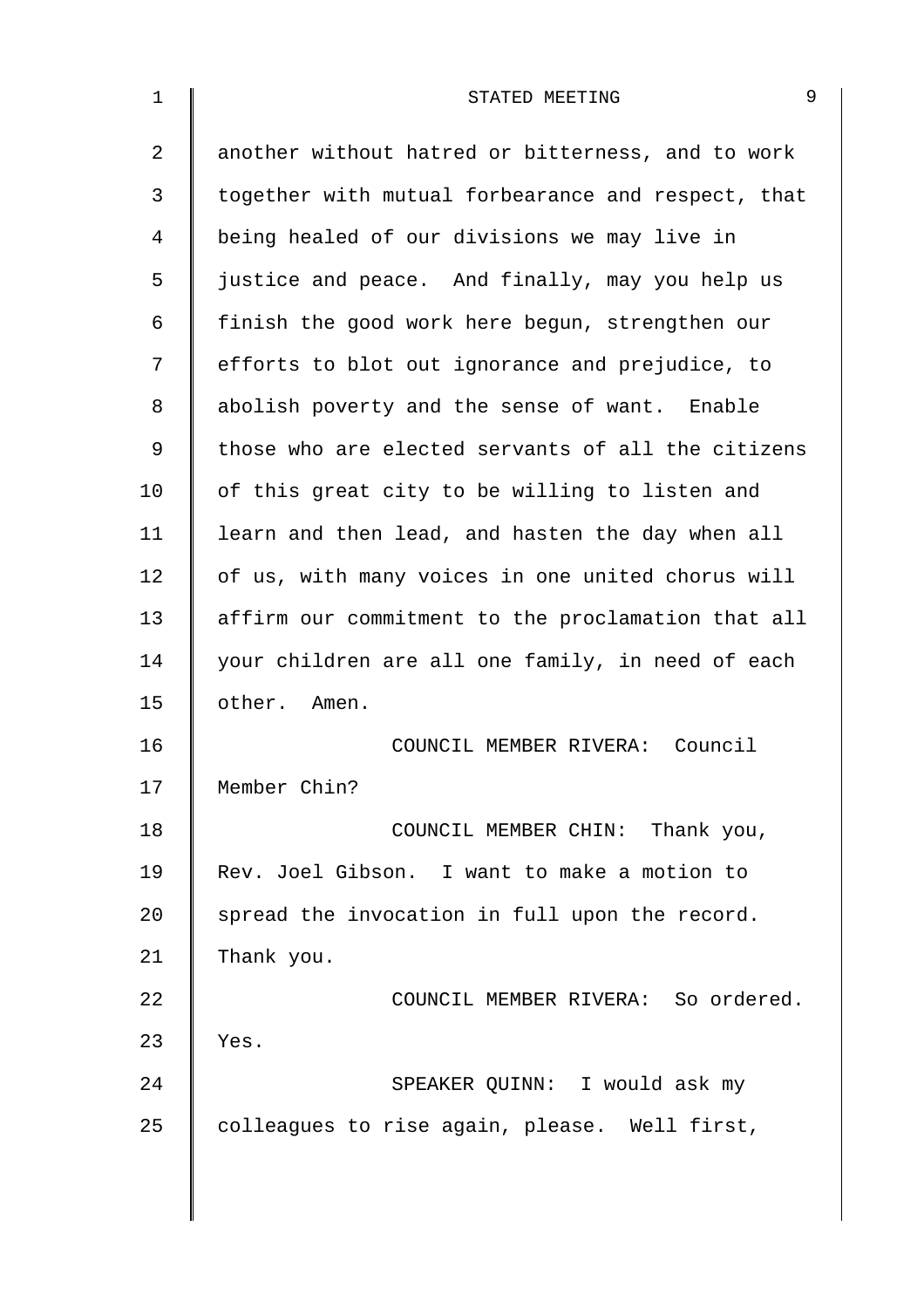another without hatred or bitterness, and to work together with mutual forbearance and respect, that being healed of our divisions we may live in justice and peace. And finally, may you help us finish the good work here begun, strengthen our efforts to blot out ignorance and prejudice, to abolish poverty and the sense of want. Enable those who are elected servants of all the citizens of this great city to be willing to listen and learn and then lead, and hasten the day when all of us, with many voices in one united chorus will affirm our commitment to the proclamation that all your children are all one family, in need of each other. Amen.

COUNCIL MEMBER RIVERA: Council Member Chin?

COUNCIL MEMBER CHIN: Thank you, Rev. Joel Gibson. I want to make a motion to spread the invocation in full upon the record. Thank you.

COUNCIL MEMBER RIVERA: So ordered. Yes.

SPEAKER QUINN: I would ask my colleagues to rise again, please. Well first,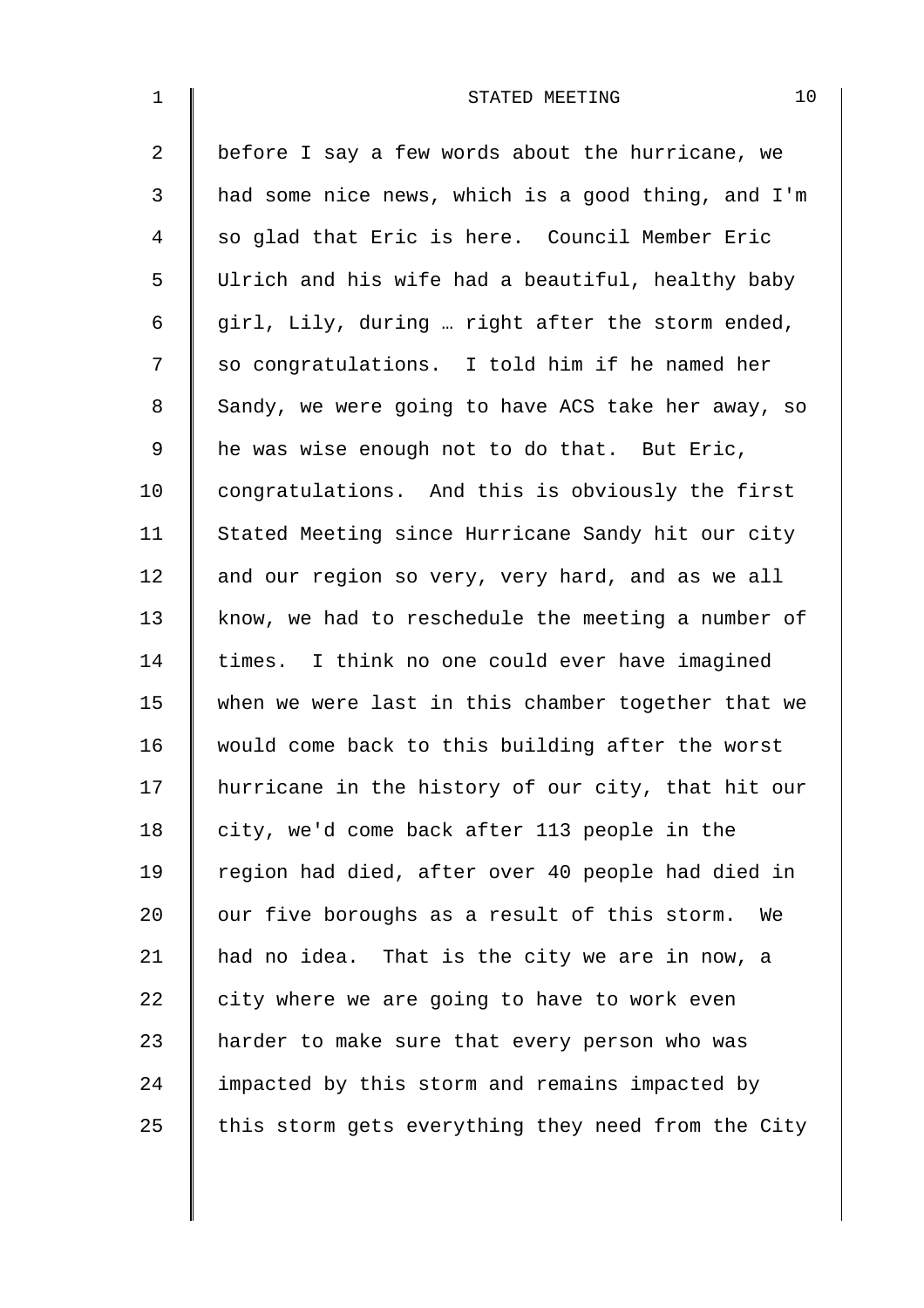before I say a few words about the hurricane, we had some nice news, which is a good thing, and I'm so glad that Eric is here. Council Member Eric Ulrich and his wife had a beautiful, healthy baby girl, Lily, during … right after the storm ended, so congratulations. I told him if he named her Sandy, we were going to have ACS take her away, so he was wise enough not to do that. But Eric, congratulations. And this is obviously the first Stated Meeting since Hurricane Sandy hit our city and our region so very, very hard, and as we all know, we had to reschedule the meeting a number of times. I think no one could ever have imagined when we were last in this chamber together that we would come back to this building after the worst hurricane in the history of our city, that hit our city, we'd come back after 113 people in the region had died, after over 40 people had died in our five boroughs as a result of this storm. We had no idea. That is the city we are in now, a city where we are going to have to work even harder to make sure that every person who was impacted by this storm and remains impacted by this storm gets everything they need from the City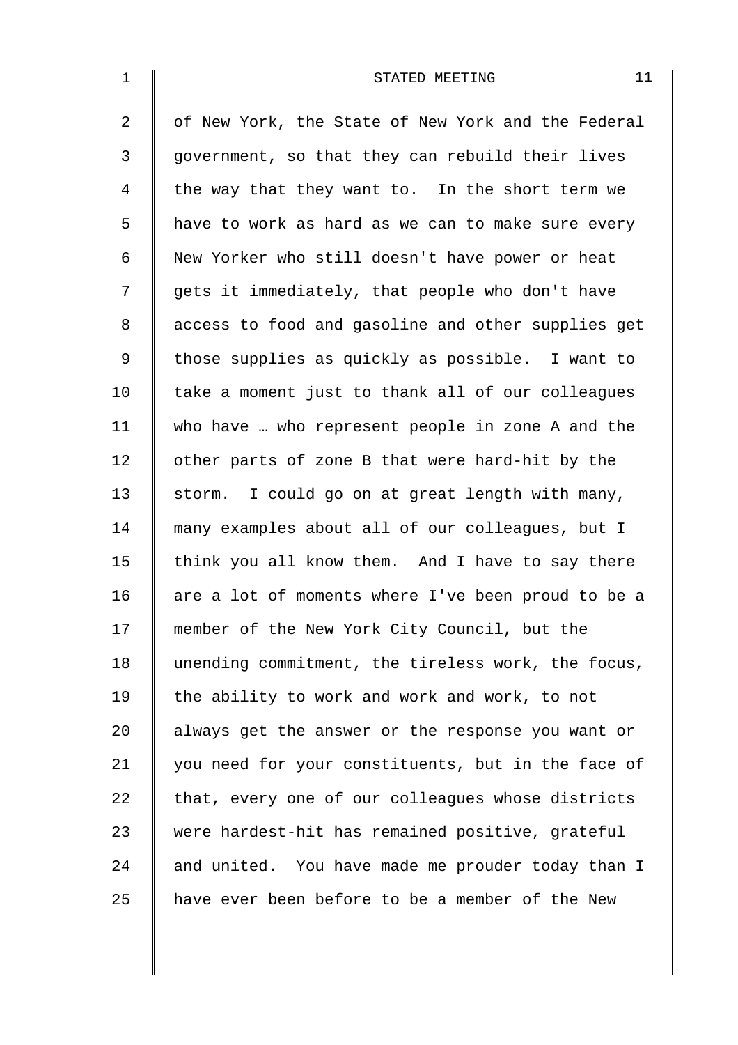of New York, the State of New York and the Federal government, so that they can rebuild their lives the way that they want to. In the short term we have to work as hard as we can to make sure every New Yorker who still doesn't have power or heat gets it immediately, that people who don't have access to food and gasoline and other supplies get those supplies as quickly as possible. I want to take a moment just to thank all of our colleagues who have … who represent people in zone A and the other parts of zone B that were hard-hit by the storm. I could go on at great length with many, many examples about all of our colleagues, but I think you all know them. And I have to say there are a lot of moments where I've been proud to be a member of the New York City Council, but the unending commitment, the tireless work, the focus, the ability to work and work and work, to not always get the answer or the response you want or you need for your constituents, but in the face of that, every one of our colleagues whose districts were hardest-hit has remained positive, grateful and united. You have made me prouder today than I have ever been before to be a member of the New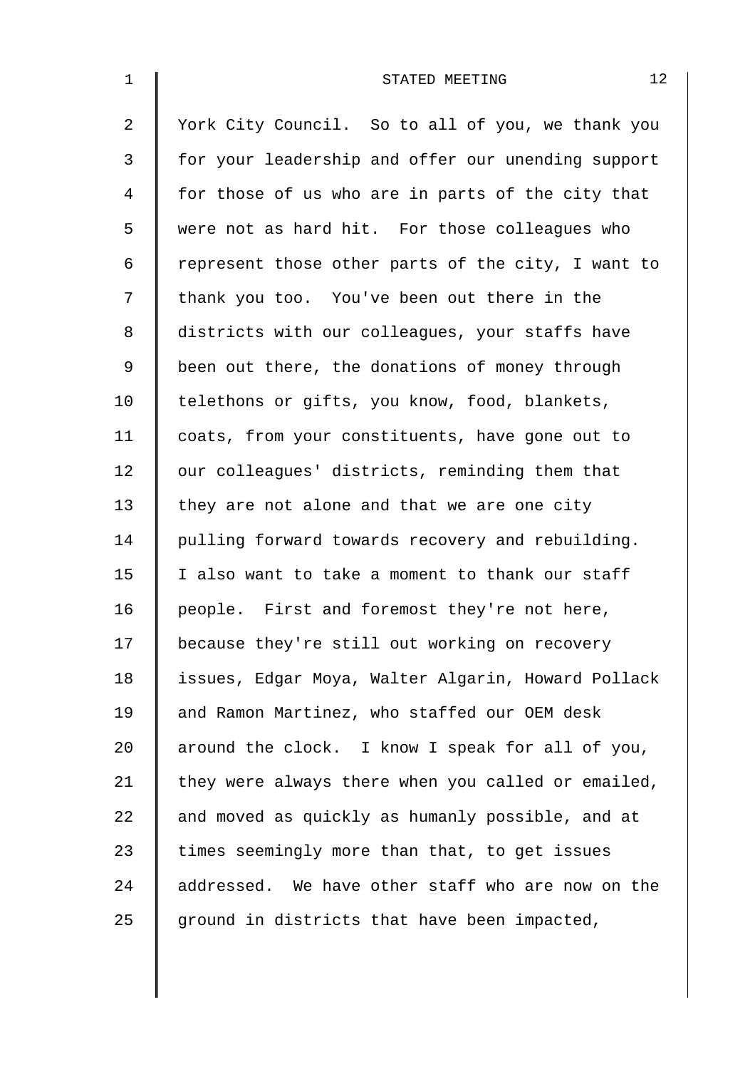York City Council. So to all of you, we thank you for your leadership and offer our unending support for those of us who are in parts of the city that were not as hard hit. For those colleagues who represent those other parts of the city, I want to thank you too. You've been out there in the districts with our colleagues, your staffs have been out there, the donations of money through telethons or gifts, you know, food, blankets, coats, from your constituents, have gone out to our colleagues' districts, reminding them that they are not alone and that we are one city pulling forward towards recovery and rebuilding. I also want to take a moment to thank our staff people. First and foremost they're not here, because they're still out working on recovery issues, Edgar Moya, Walter Algarin, Howard Pollack and Ramon Martinez, who staffed our OEM desk around the clock. I know I speak for all of you, they were always there when you called or emailed, and moved as quickly as humanly possible, and at times seemingly more than that, to get issues addressed. We have other staff who are now on the ground in districts that have been impacted,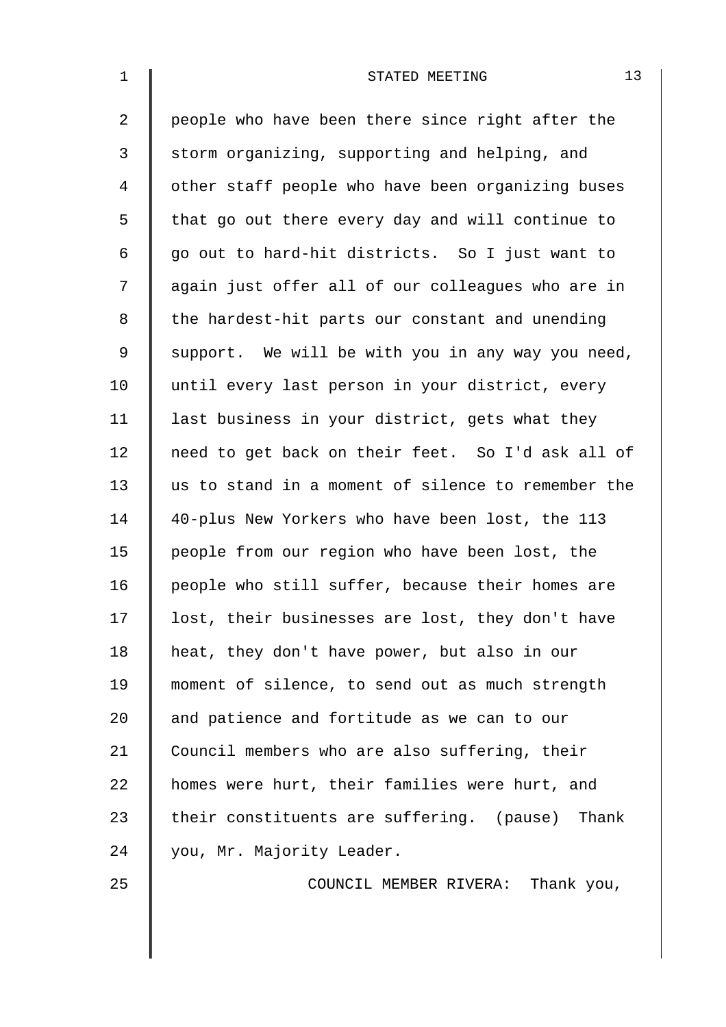people who have been there since right after the storm organizing, supporting and helping, and other staff people who have been organizing buses that go out there every day and will continue to go out to hard-hit districts. So I just want to again just offer all of our colleagues who are in the hardest-hit parts our constant and unending support. We will be with you in any way you need, until every last person in your district, every last business in your district, gets what they need to get back on their feet. So I'd ask all of us to stand in a moment of silence to remember the 40-plus New Yorkers who have been lost, the 113 people from our region who have been lost, the people who still suffer, because their homes are lost, their businesses are lost, they don't have heat, they don't have power, but also in our moment of silence, to send out as much strength and patience and fortitude as we can to our Council members who are also suffering, their homes were hurt, their families were hurt, and their constituents are suffering. (pause) Thank you, Mr. Majority Leader.

COUNCIL MEMBER RIVERA: Thank you,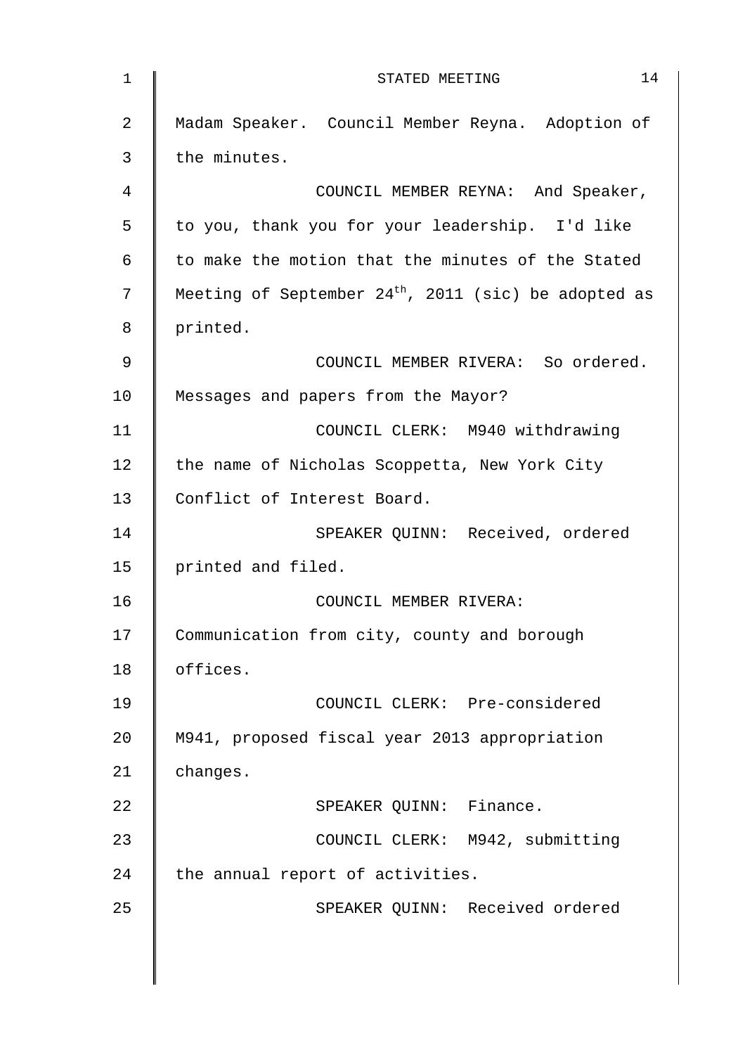Madam Speaker. Council Member Reyna. Adoption of the minutes.

COUNCIL MEMBER REYNA: And Speaker, to you, thank you for your leadership. I'd like to make the motion that the minutes of the Stated Meeting of September 24th, 2011 (sic) be adopted as printed.

COUNCIL MEMBER RIVERA: So ordered. Messages and papers from the Mayor?

COUNCIL CLERK: M940 withdrawing the name of Nicholas Scoppetta, New York City Conflict of Interest Board.

SPEAKER QUINN: Received, ordered printed and filed.

COUNCIL MEMBER RIVERA: Communication from city, county and borough offices.

COUNCIL CLERK: Pre-considered M941, proposed fiscal year 2013 appropriation changes.

SPEAKER QUINN: Finance.

COUNCIL CLERK: M942, submitting the annual report of activities.

SPEAKER QUINN: Received ordered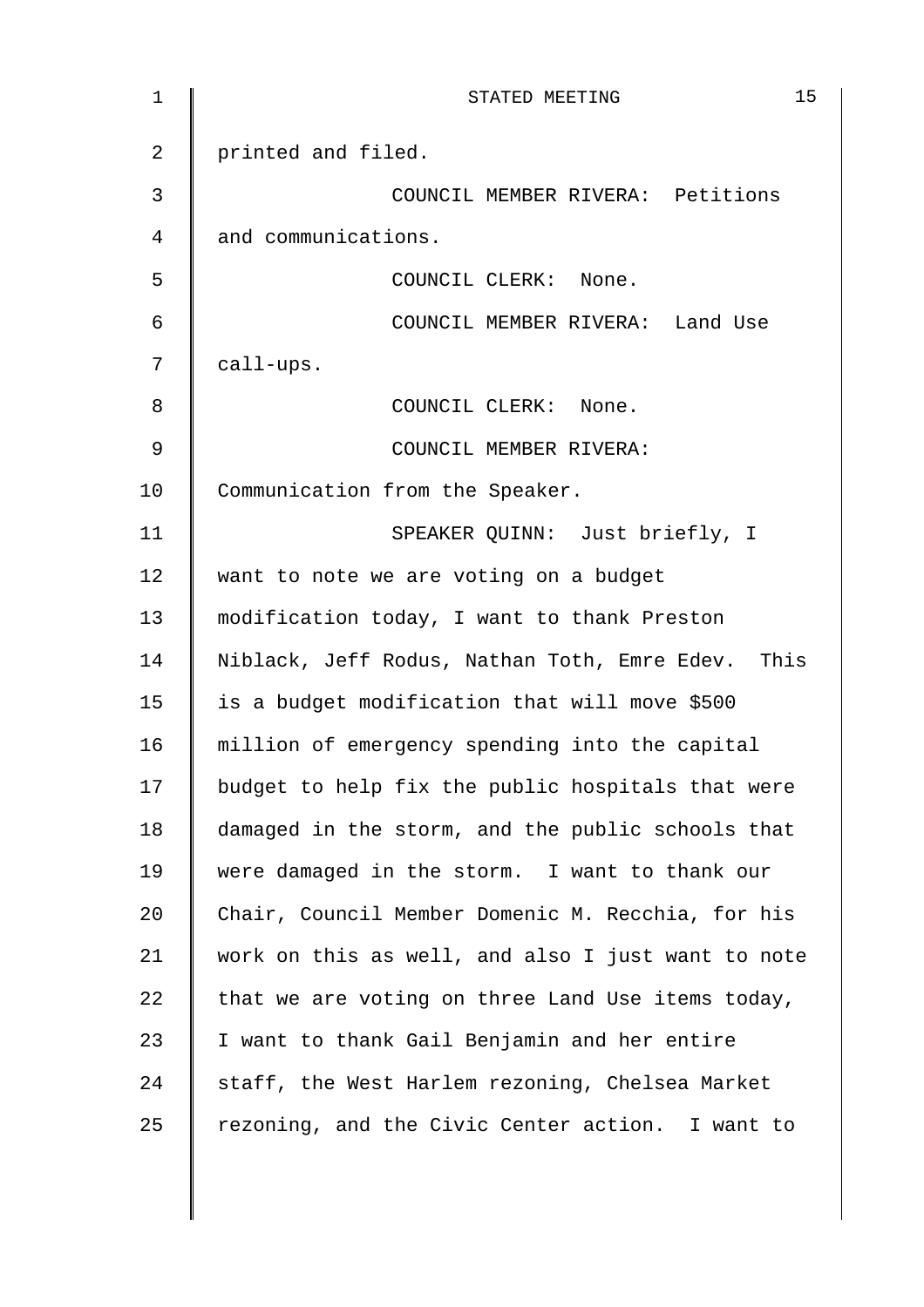printed and filed.

COUNCIL MEMBER RIVERA: Petitions and communications.

COUNCIL CLERK: None.

COUNCIL MEMBER RIVERA: Land Use call-ups.

COUNCIL CLERK: None.

COUNCIL MEMBER RIVERA: Communication from the Speaker.

SPEAKER QUINN: Just briefly, I want to note we are voting on a budget modification today, I want to thank Preston Niblack, Jeff Rodus, Nathan Toth, Emre Edev. This is a budget modification that will move $500 million of emergency spending into the capital budget to help fix the public hospitals that were damaged in the storm, and the public schools that were damaged in the storm. I want to thank our Chair, Council Member Domenic M. Recchia, for his work on this as well, and also I just want to note that we are voting on three Land Use items today, I want to thank Gail Benjamin and her entire staff, the West Harlem rezoning, Chelsea Market rezoning, and the Civic Center action. I want to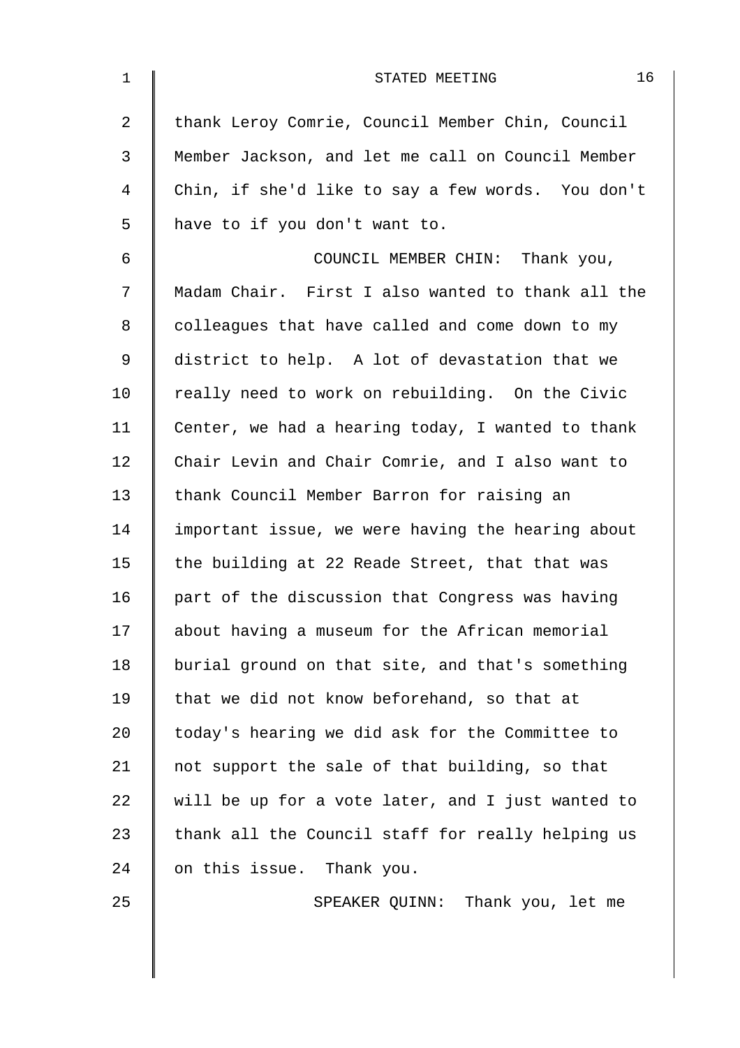thank Leroy Comrie, Council Member Chin, Council Member Jackson, and let me call on Council Member Chin, if she'd like to say a few words. You don't have to if you don't want to.

COUNCIL MEMBER CHIN: Thank you, Madam Chair. First I also wanted to thank all the colleagues that have called and come down to my district to help. A lot of devastation that we really need to work on rebuilding. On the Civic Center, we had a hearing today, I wanted to thank Chair Levin and Chair Comrie, and I also want to thank Council Member Barron for raising an important issue, we were having the hearing about the building at 22 Reade Street, that that was part of the discussion that Congress was having about having a museum for the African memorial burial ground on that site, and that's something that we did not know beforehand, so that at today's hearing we did ask for the Committee to not support the sale of that building, so that will be up for a vote later, and I just wanted to thank all the Council staff for really helping us on this issue. Thank you.

SPEAKER QUINN: Thank you, let me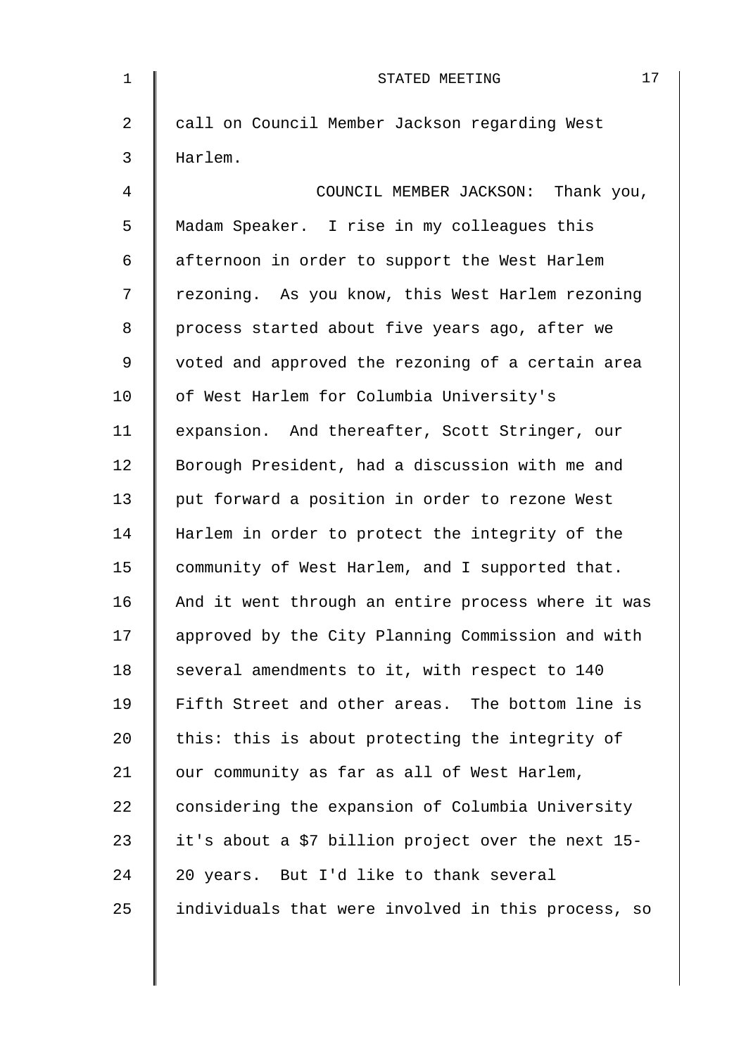call on Council Member Jackson regarding West Harlem.

COUNCIL MEMBER JACKSON: Thank you, Madam Speaker. I rise in my colleagues this afternoon in order to support the West Harlem rezoning. As you know, this West Harlem rezoning process started about five years ago, after we voted and approved the rezoning of a certain area of West Harlem for Columbia University's expansion. And thereafter, Scott Stringer, our Borough President, had a discussion with me and put forward a position in order to rezone West Harlem in order to protect the integrity of the community of West Harlem, and I supported that. And it went through an entire process where it was approved by the City Planning Commission and with several amendments to it, with respect to 140 Fifth Street and other areas. The bottom line is this: this is about protecting the integrity of our community as far as all of West Harlem, considering the expansion of Columbia University it's about a $7 billion project over the next 15-20 years. But I'd like to thank several individuals that were involved in this process, so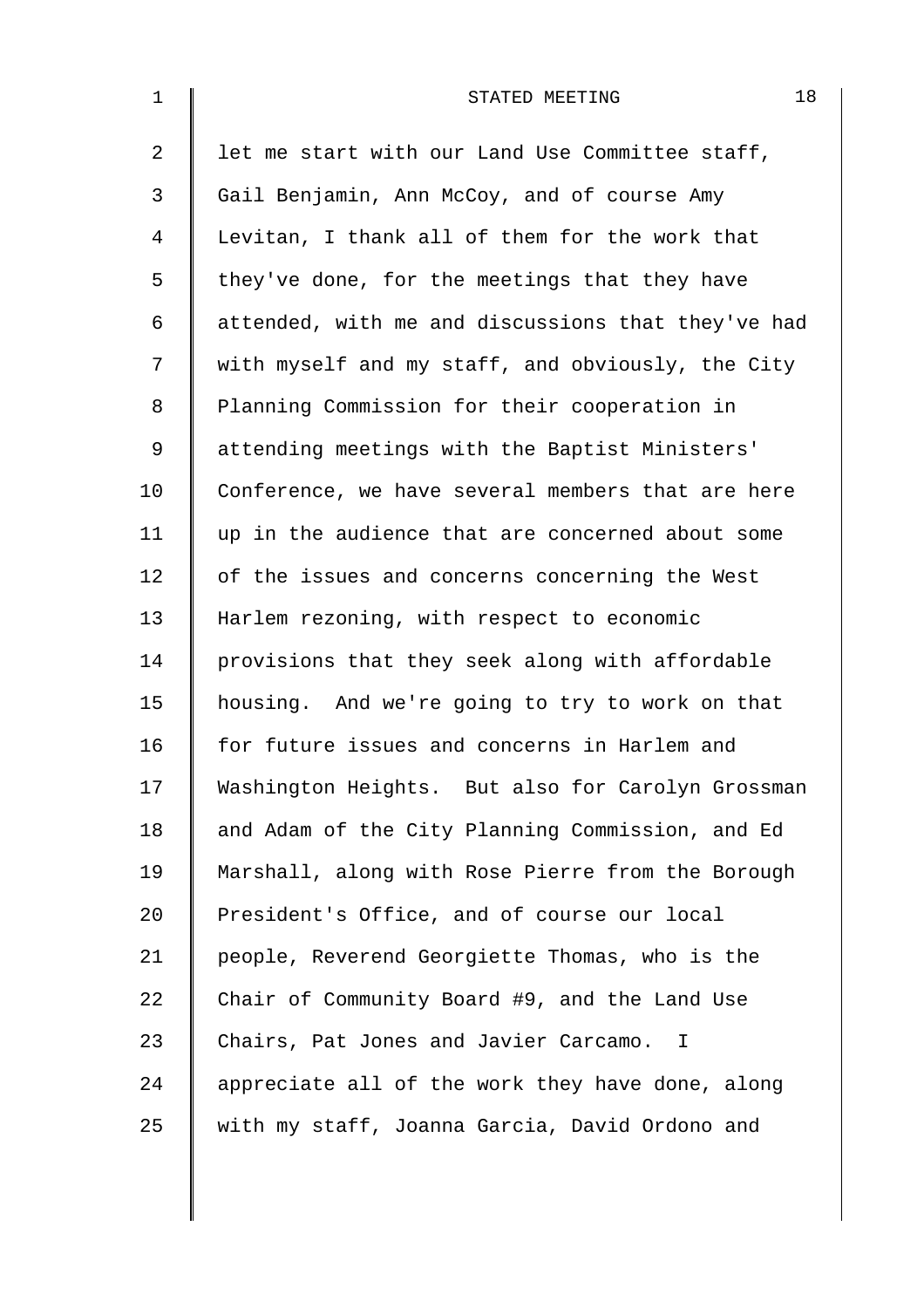let me start with our Land Use Committee staff, Gail Benjamin, Ann McCoy, and of course Amy Levitan, I thank all of them for the work that they've done, for the meetings that they have attended, with me and discussions that they've had with myself and my staff, and obviously, the City Planning Commission for their cooperation in attending meetings with the Baptist Ministers' Conference, we have several members that are here up in the audience that are concerned about some of the issues and concerns concerning the West Harlem rezoning, with respect to economic provisions that they seek along with affordable housing. And we're going to try to work on that for future issues and concerns in Harlem and Washington Heights. But also for Carolyn Grossman and Adam of the City Planning Commission, and Ed Marshall, along with Rose Pierre from the Borough President's Office, and of course our local people, Reverend Georgiette Thomas, who is the Chair of Community Board #9, and the Land Use Chairs, Pat Jones and Javier Carcamo. I appreciate all of the work they have done, along with my staff, Joanna Garcia, David Ordono and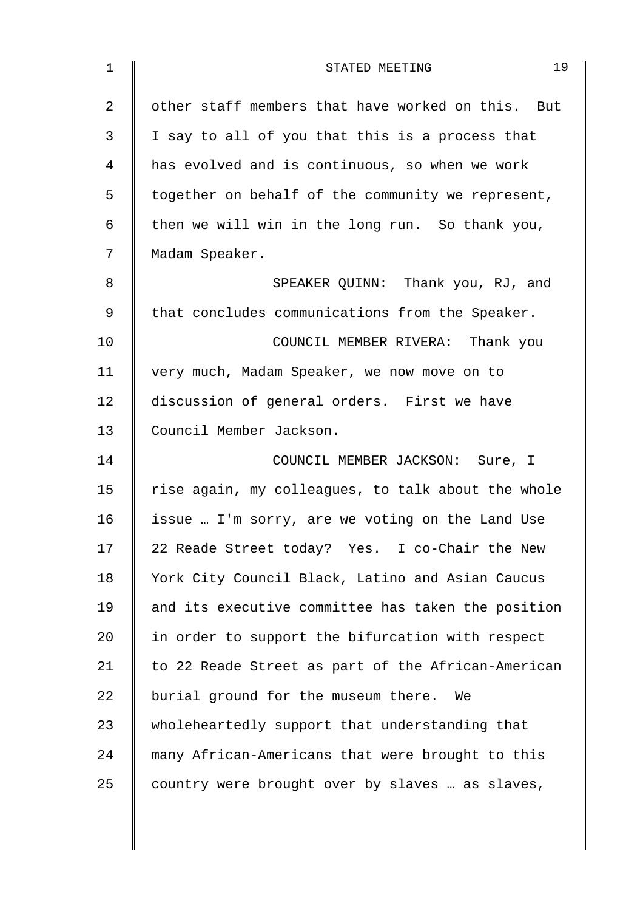other staff members that have worked on this. But I say to all of you that this is a process that has evolved and is continuous, so when we work together on behalf of the community we represent, then we will win in the long run. So thank you, Madam Speaker.

SPEAKER QUINN: Thank you, RJ, and that concludes communications from the Speaker.

COUNCIL MEMBER RIVERA: Thank you very much, Madam Speaker, we now move on to discussion of general orders. First we have Council Member Jackson.

COUNCIL MEMBER JACKSON: Sure, I rise again, my colleagues, to talk about the whole issue … I'm sorry, are we voting on the Land Use 22 Reade Street today? Yes. I co-Chair the New York City Council Black, Latino and Asian Caucus and its executive committee has taken the position in order to support the bifurcation with respect to 22 Reade Street as part of the African-American burial ground for the museum there. We wholeheartedly support that understanding that many African-Americans that were brought to this country were brought over by slaves … as slaves,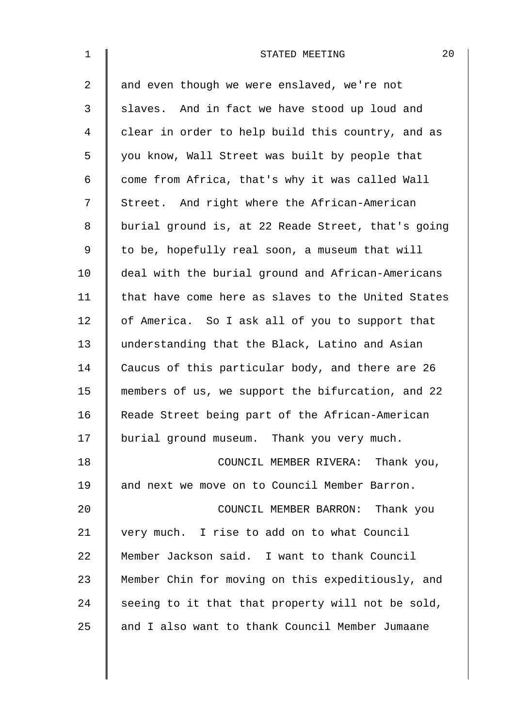and even though we were enslaved, we're not slaves. And in fact we have stood up loud and clear in order to help build this country, and as you know, Wall Street was built by people that come from Africa, that's why it was called Wall Street. And right where the African-American burial ground is, at 22 Reade Street, that's going to be, hopefully real soon, a museum that will deal with the burial ground and African-Americans that have come here as slaves to the United States of America. So I ask all of you to support that understanding that the Black, Latino and Asian Caucus of this particular body, and there are 26 members of us, we support the bifurcation, and 22 Reade Street being part of the African-American burial ground museum. Thank you very much.

COUNCIL MEMBER RIVERA: Thank you, and next we move on to Council Member Barron.

COUNCIL MEMBER BARRON: Thank you very much. I rise to add on to what Council Member Jackson said. I want to thank Council Member Chin for moving on this expeditiously, and seeing to it that that property will not be sold, and I also want to thank Council Member Jumaane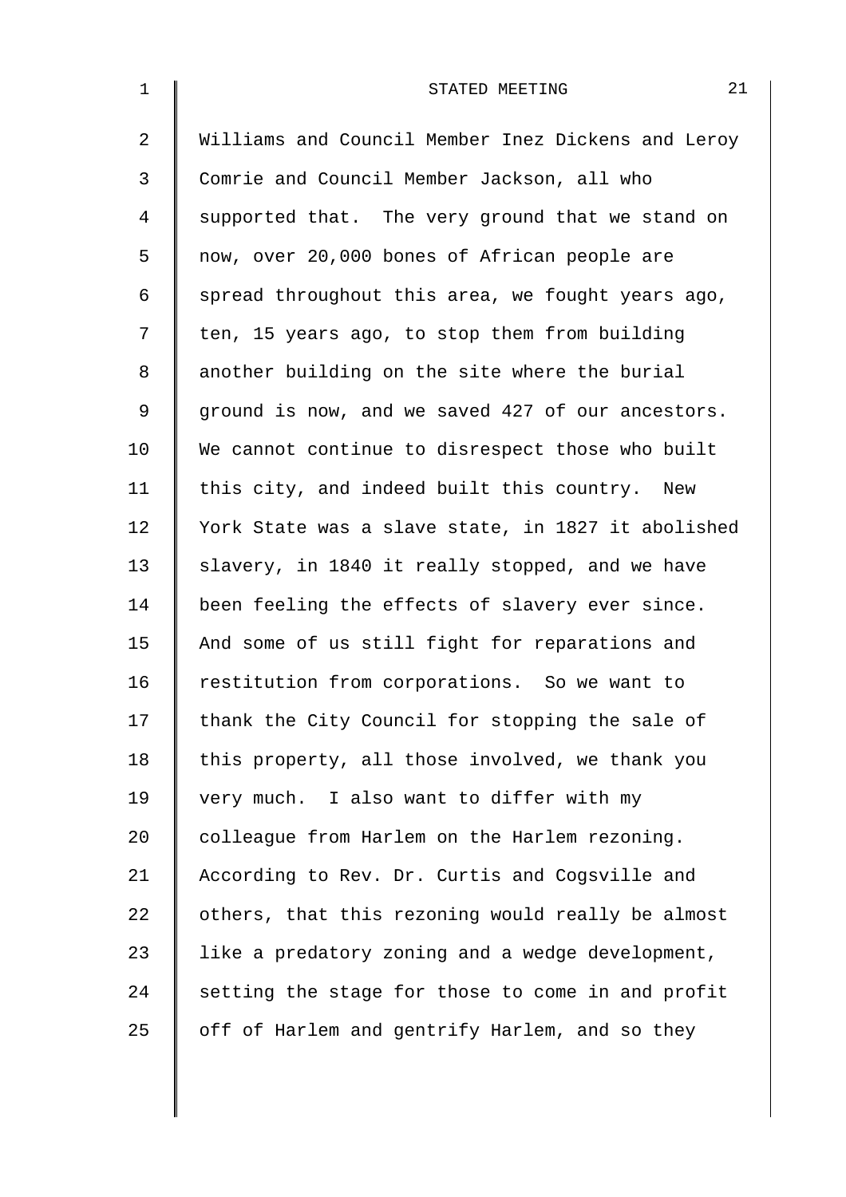Williams and Council Member Inez Dickens and Leroy Comrie and Council Member Jackson, all who supported that. The very ground that we stand on now, over 20,000 bones of African people are spread throughout this area, we fought years ago, ten, 15 years ago, to stop them from building another building on the site where the burial ground is now, and we saved 427 of our ancestors. We cannot continue to disrespect those who built this city, and indeed built this country. New York State was a slave state, in 1827 it abolished slavery, in 1840 it really stopped, and we have been feeling the effects of slavery ever since. And some of us still fight for reparations and restitution from corporations. So we want to thank the City Council for stopping the sale of this property, all those involved, we thank you very much. I also want to differ with my colleague from Harlem on the Harlem rezoning. According to Rev. Dr. Curtis and Cogsville and others, that this rezoning would really be almost like a predatory zoning and a wedge development, setting the stage for those to come in and profit off of Harlem and gentrify Harlem, and so they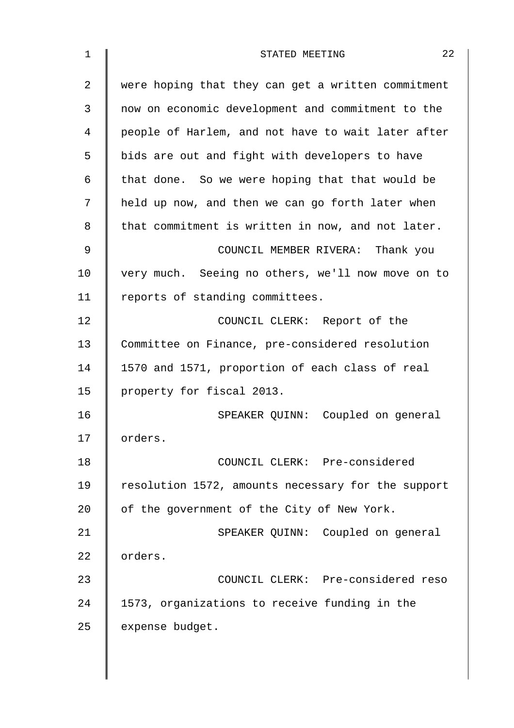were hoping that they can get a written commitment now on economic development and commitment to the people of Harlem, and not have to wait later after bids are out and fight with developers to have that done. So we were hoping that that would be held up now, and then we can go forth later when that commitment is written in now, and not later.

COUNCIL MEMBER RIVERA: Thank you very much. Seeing no others, we'll now move on to reports of standing committees.

COUNCIL CLERK: Report of the Committee on Finance, pre-considered resolution 1570 and 1571, proportion of each class of real property for fiscal 2013.

SPEAKER QUINN: Coupled on general orders.

COUNCIL CLERK: Pre-considered resolution 1572, amounts necessary for the support of the government of the City of New York.

SPEAKER QUINN: Coupled on general orders.

COUNCIL CLERK: Pre-considered reso 1573, organizations to receive funding in the expense budget.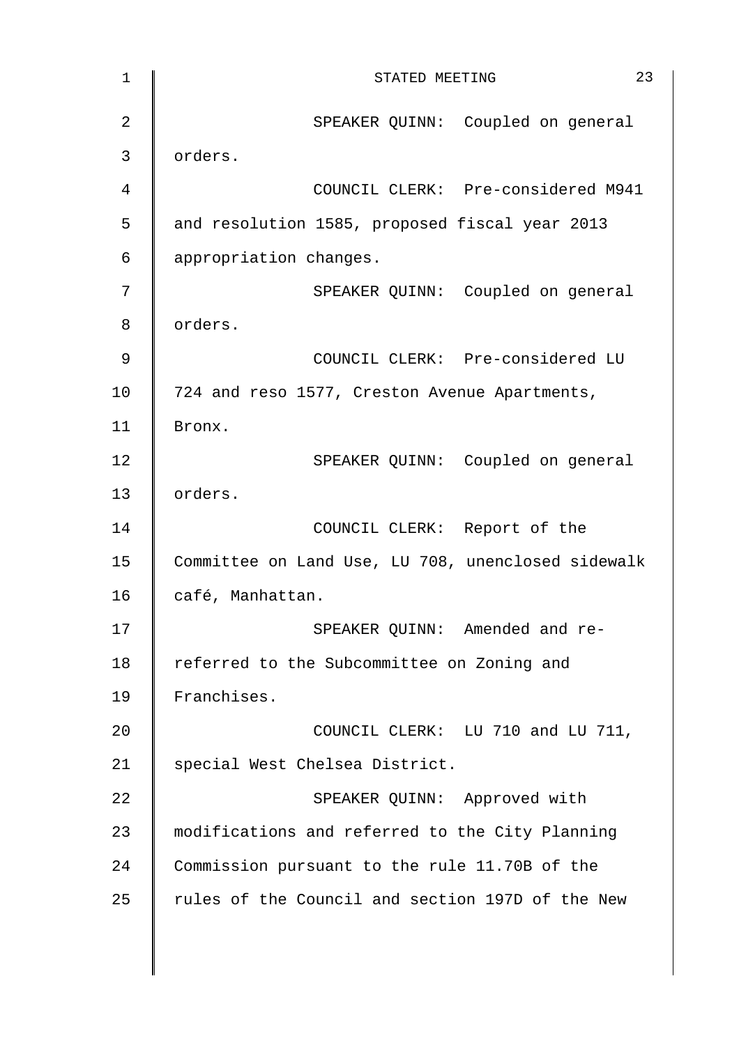SPEAKER QUINN: Coupled on general orders.

COUNCIL CLERK: Pre-considered M941 and resolution 1585, proposed fiscal year 2013 appropriation changes.

SPEAKER QUINN: Coupled on general orders.

COUNCIL CLERK: Pre-considered LU 724 and reso 1577, Creston Avenue Apartments, Bronx.

SPEAKER QUINN: Coupled on general orders.

COUNCIL CLERK: Report of the Committee on Land Use, LU 708, unenclosed sidewalk café, Manhattan.

SPEAKER QUINN: Amended and re-referred to the Subcommittee on Zoning and Franchises.

COUNCIL CLERK: LU 710 and LU 711, special West Chelsea District.

SPEAKER QUINN: Approved with modifications and referred to the City Planning Commission pursuant to the rule 11.70B of the rules of the Council and section 197D of the New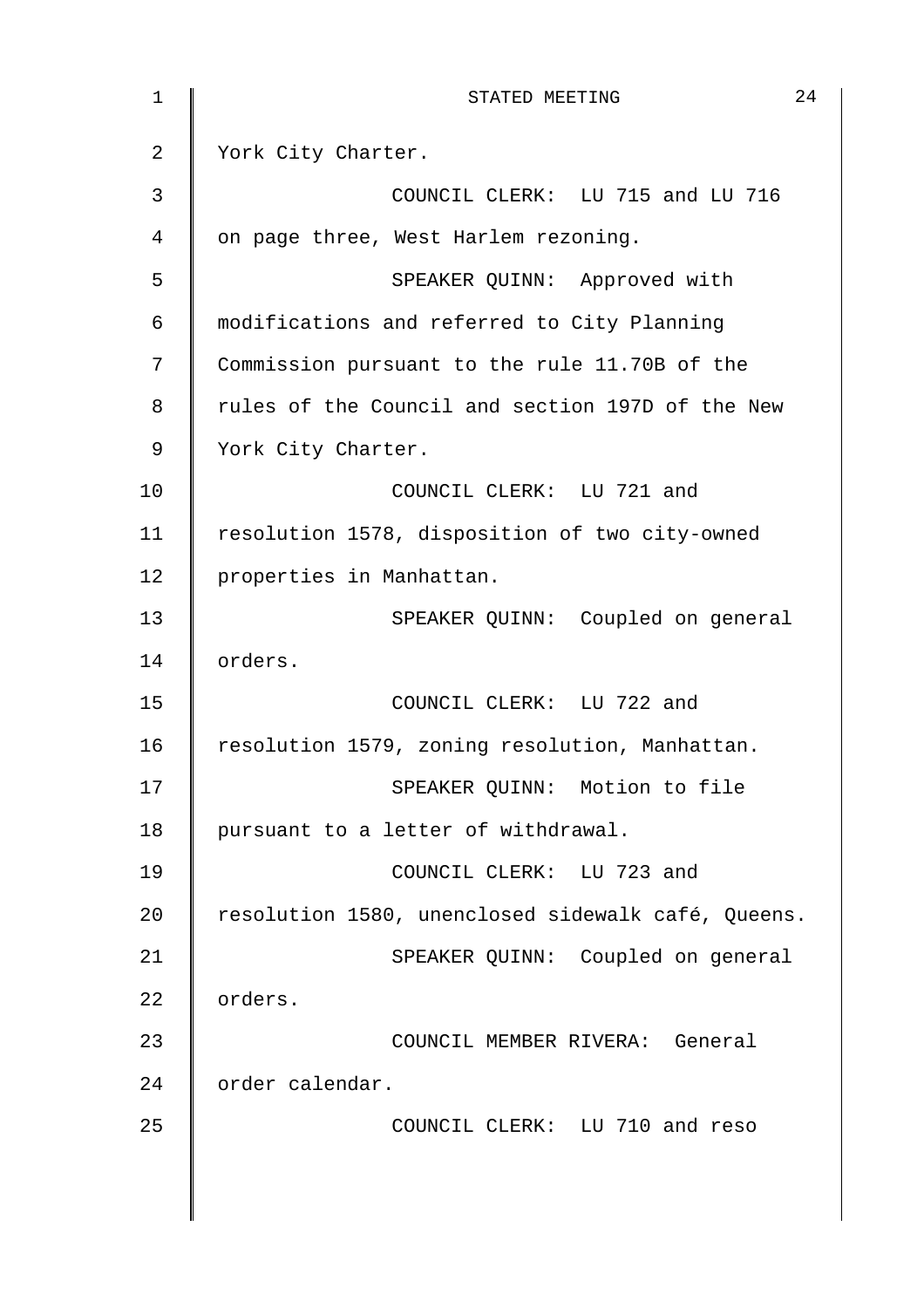York City Charter.

COUNCIL CLERK: LU 715 and LU 716 on page three, West Harlem rezoning.

SPEAKER QUINN: Approved with modifications and referred to City Planning Commission pursuant to the rule 11.70B of the rules of the Council and section 197D of the New York City Charter.

COUNCIL CLERK: LU 721 and resolution 1578, disposition of two city-owned properties in Manhattan.

SPEAKER QUINN: Coupled on general orders.

COUNCIL CLERK: LU 722 and resolution 1579, zoning resolution, Manhattan.

SPEAKER QUINN: Motion to file pursuant to a letter of withdrawal.

COUNCIL CLERK: LU 723 and resolution 1580, unenclosed sidewalk café, Queens.

SPEAKER QUINN: Coupled on general orders.

COUNCIL MEMBER RIVERA: General order calendar.

COUNCIL CLERK: LU 710 and reso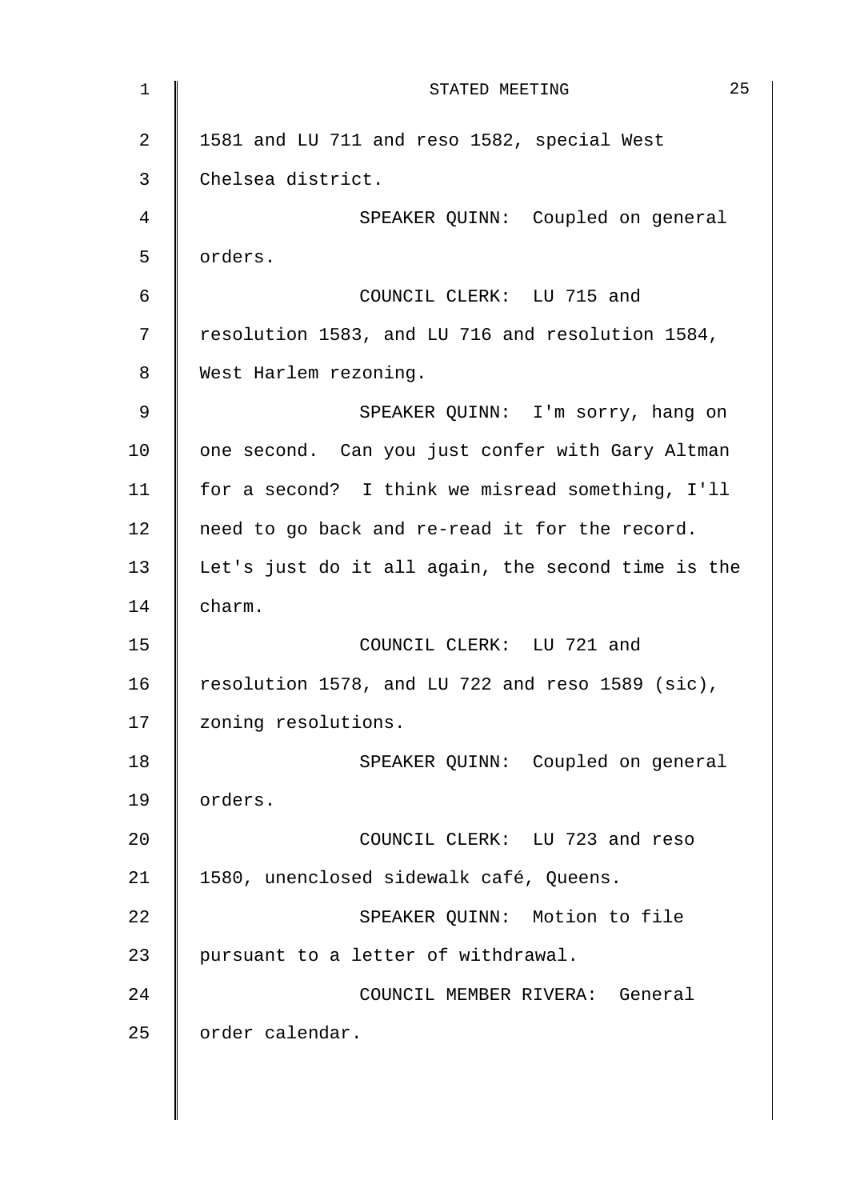1581 and LU 711 and reso 1582, special West Chelsea district.

SPEAKER QUINN: Coupled on general orders.

COUNCIL CLERK: LU 715 and resolution 1583, and LU 716 and resolution 1584, West Harlem rezoning.

SPEAKER QUINN: I'm sorry, hang on one second. Can you just confer with Gary Altman for a second? I think we misread something, I'll need to go back and re-read it for the record. Let's just do it all again, the second time is the charm.

COUNCIL CLERK: LU 721 and resolution 1578, and LU 722 and reso 1589 (sic), zoning resolutions.

SPEAKER QUINN: Coupled on general orders.

COUNCIL CLERK: LU 723 and reso 1580, unenclosed sidewalk café, Queens.

SPEAKER QUINN: Motion to file pursuant to a letter of withdrawal.

COUNCIL MEMBER RIVERA: General order calendar.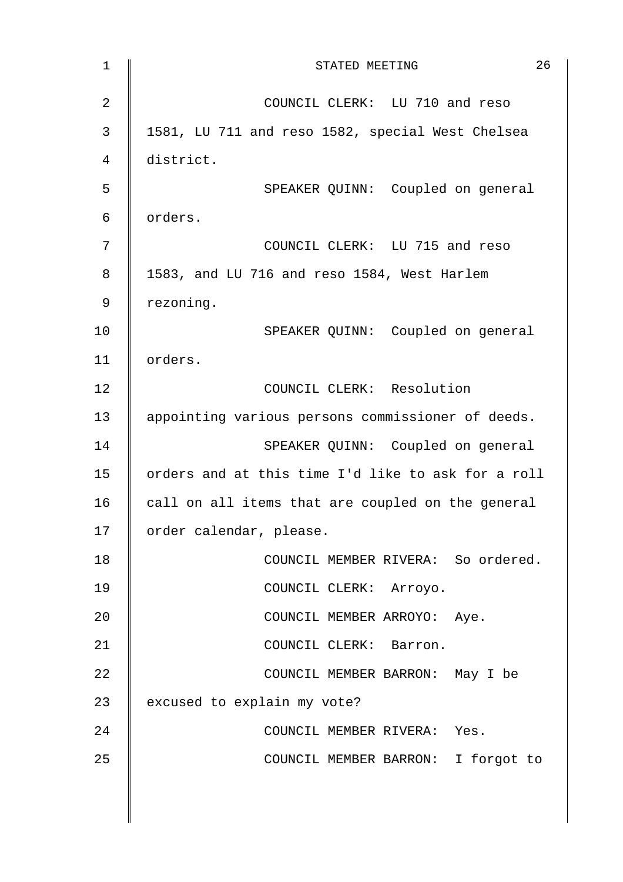COUNCIL CLERK: LU 710 and reso 1581, LU 711 and reso 1582, special West Chelsea district.

SPEAKER QUINN: Coupled on general orders.

COUNCIL CLERK: LU 715 and reso 1583, and LU 716 and reso 1584, West Harlem rezoning.

SPEAKER QUINN: Coupled on general orders.

COUNCIL CLERK: Resolution appointing various persons commissioner of deeds.

SPEAKER QUINN: Coupled on general orders and at this time I'd like to ask for a roll call on all items that are coupled on the general order calendar, please.

COUNCIL MEMBER RIVERA: So ordered.

COUNCIL CLERK: Arroyo.

COUNCIL MEMBER ARROYO: Aye.

COUNCIL CLERK: Barron.

COUNCIL MEMBER BARRON: May I be excused to explain my vote?

COUNCIL MEMBER RIVERA: Yes.

COUNCIL MEMBER BARRON: I forgot to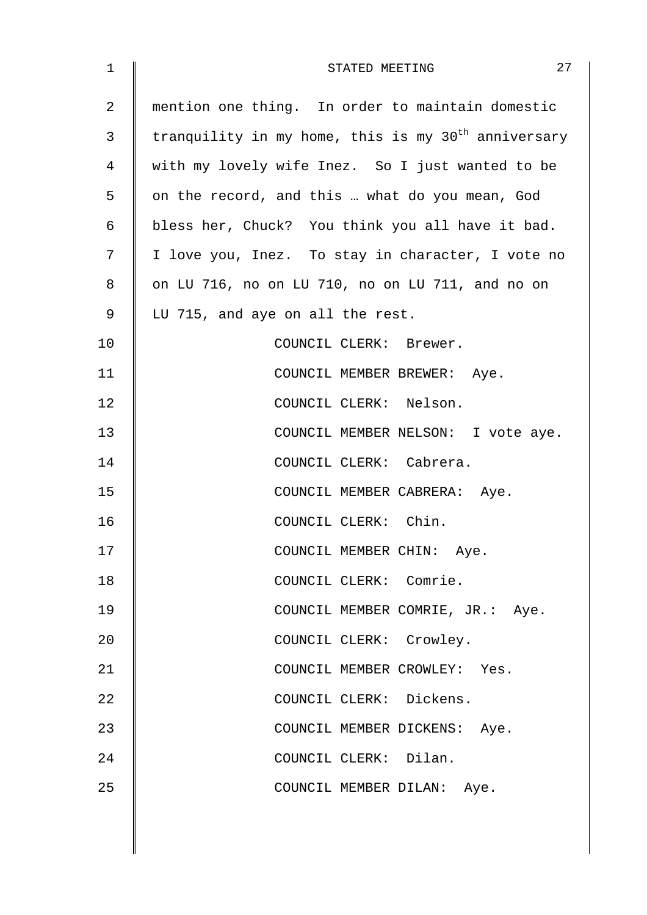mention one thing. In order to maintain domestic tranquility in my home, this is my 30th anniversary with my lovely wife Inez. So I just wanted to be on the record, and this … what do you mean, God bless her, Chuck? You think you all have it bad. I love you, Inez. To stay in character, I vote no on LU 716, no on LU 710, no on LU 711, and no on LU 715, and aye on all the rest.

COUNCIL CLERK: Brewer.

COUNCIL MEMBER BREWER: Aye.

COUNCIL CLERK: Nelson.

COUNCIL MEMBER NELSON: I vote aye.

COUNCIL CLERK: Cabrera.

COUNCIL MEMBER CABRERA: Aye.

COUNCIL CLERK: Chin.

COUNCIL MEMBER CHIN: Aye.

COUNCIL CLERK: Comrie.

COUNCIL MEMBER COMRIE, JR.: Aye.

COUNCIL CLERK: Crowley.

COUNCIL MEMBER CROWLEY: Yes.

COUNCIL CLERK: Dickens.

COUNCIL MEMBER DICKENS: Aye.

COUNCIL CLERK: Dilan.

COUNCIL MEMBER DILAN: Aye.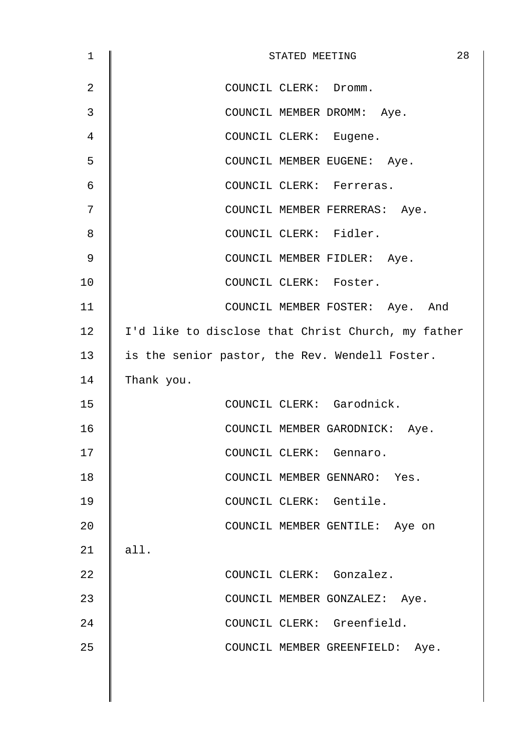COUNCIL CLERK: Dromm.

COUNCIL MEMBER DROMM: Aye.

COUNCIL CLERK: Eugene.

COUNCIL MEMBER EUGENE: Aye.

COUNCIL CLERK: Ferreras.

COUNCIL MEMBER FERRERAS: Aye.

COUNCIL CLERK: Fidler.

COUNCIL MEMBER FIDLER: Aye.

COUNCIL CLERK: Foster.

COUNCIL MEMBER FOSTER: Aye. And I'd like to disclose that Christ Church, my father is the senior pastor, the Rev. Wendell Foster. Thank you.

COUNCIL CLERK: Garodnick.

COUNCIL MEMBER GARODNICK: Aye.

COUNCIL CLERK: Gennaro.

COUNCIL MEMBER GENNARO: Yes.

COUNCIL CLERK: Gentile.

COUNCIL MEMBER GENTILE: Aye on all.

COUNCIL CLERK: Gonzalez.

COUNCIL MEMBER GONZALEZ: Aye.

COUNCIL CLERK: Greenfield.

COUNCIL MEMBER GREENFIELD: Aye.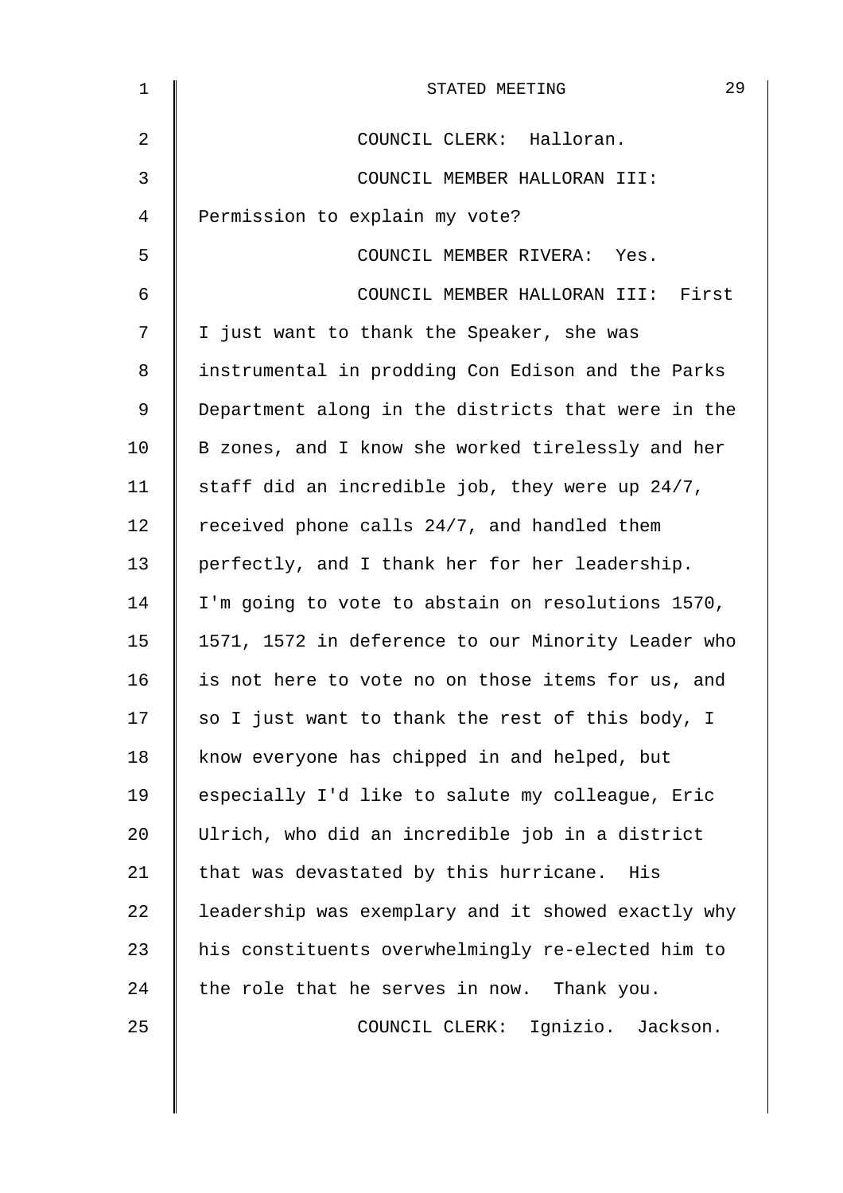COUNCIL CLERK: Halloran.

COUNCIL MEMBER HALLORAN III: Permission to explain my vote?

COUNCIL MEMBER RIVERA: Yes.

COUNCIL MEMBER HALLORAN III: First I just want to thank the Speaker, she was instrumental in prodding Con Edison and the Parks Department along in the districts that were in the B zones, and I know she worked tirelessly and her staff did an incredible job, they were up 24/7, received phone calls 24/7, and handled them perfectly, and I thank her for her leadership. I'm going to vote to abstain on resolutions 1570, 1571, 1572 in deference to our Minority Leader who is not here to vote no on those items for us, and so I just want to thank the rest of this body, I know everyone has chipped in and helped, but especially I'd like to salute my colleague, Eric Ulrich, who did an incredible job in a district that was devastated by this hurricane. His leadership was exemplary and it showed exactly why his constituents overwhelmingly re-elected him to the role that he serves in now. Thank you.

COUNCIL CLERK: Ignizio. Jackson.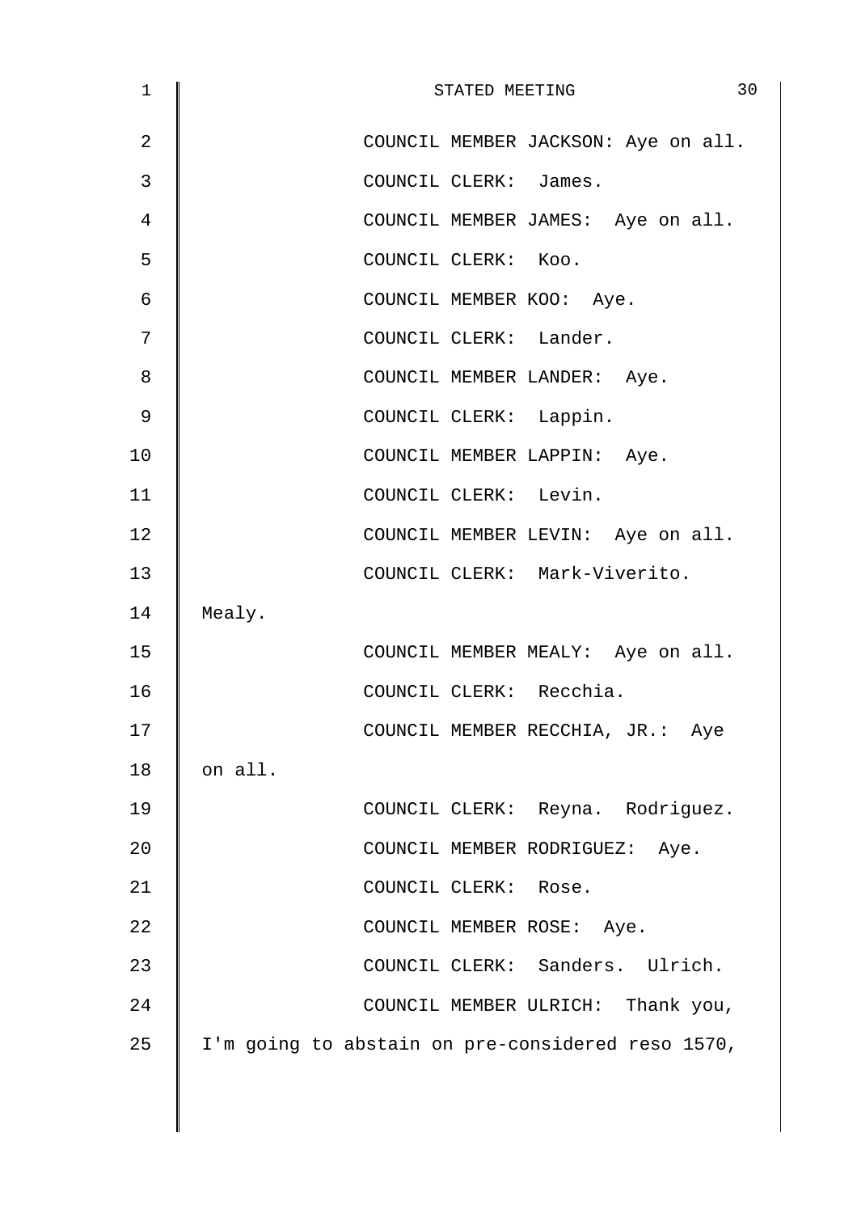COUNCIL MEMBER JACKSON: Aye on all.

COUNCIL CLERK: James.

COUNCIL MEMBER JAMES: Aye on all.

COUNCIL CLERK: Koo.

COUNCIL MEMBER KOO: Aye.

COUNCIL CLERK: Lander.

COUNCIL MEMBER LANDER: Aye.

COUNCIL CLERK: Lappin.

COUNCIL MEMBER LAPPIN: Aye.

COUNCIL CLERK: Levin.

COUNCIL MEMBER LEVIN: Aye on all.

COUNCIL CLERK: Mark-Viverito. Mealy.

COUNCIL MEMBER MEALY: Aye on all.

COUNCIL CLERK: Recchia.

COUNCIL MEMBER RECCHIA, JR.: Aye on all.

COUNCIL CLERK: Reyna. Rodriguez.

COUNCIL MEMBER RODRIGUEZ: Aye.

COUNCIL CLERK: Rose.

COUNCIL MEMBER ROSE: Aye.

COUNCIL CLERK: Sanders. Ulrich.

COUNCIL MEMBER ULRICH: Thank you, I'm going to abstain on pre-considered reso 1570,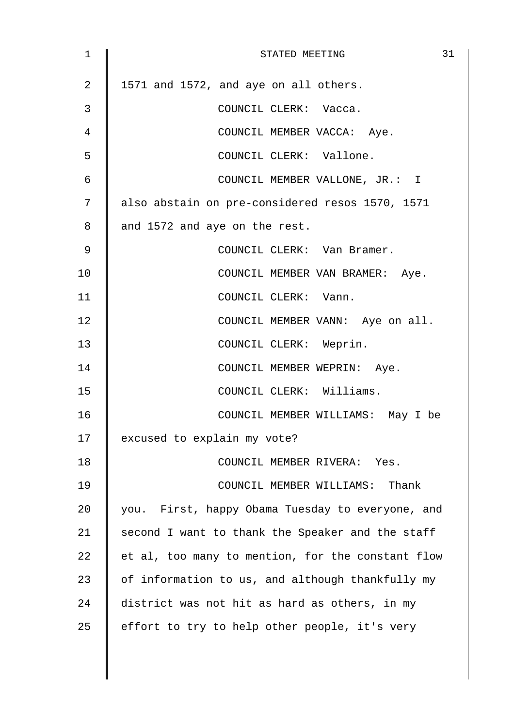1571 and 1572, and aye on all others.

COUNCIL CLERK: Vacca.

COUNCIL MEMBER VACCA: Aye.

COUNCIL CLERK: Vallone.

COUNCIL MEMBER VALLONE, JR.: I also abstain on pre-considered resos 1570, 1571 and 1572 and aye on the rest.

COUNCIL CLERK: Van Bramer.

COUNCIL MEMBER VAN BRAMER: Aye.

COUNCIL CLERK: Vann.

COUNCIL MEMBER VANN: Aye on all.

COUNCIL CLERK: Weprin.

COUNCIL MEMBER WEPRIN: Aye.

COUNCIL CLERK: Williams.

COUNCIL MEMBER WILLIAMS: May I be excused to explain my vote?

COUNCIL MEMBER RIVERA: Yes.

COUNCIL MEMBER WILLIAMS: Thank you. First, happy Obama Tuesday to everyone, and second I want to thank the Speaker and the staff et al, too many to mention, for the constant flow of information to us, and although thankfully my district was not hit as hard as others, in my effort to try to help other people, it's very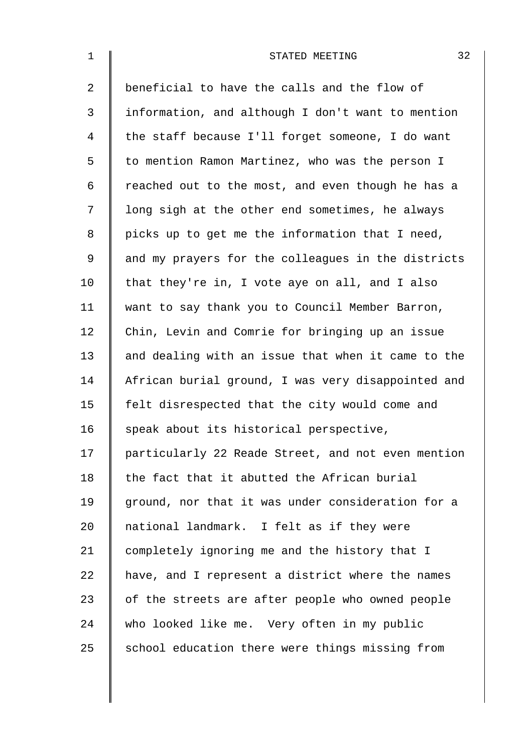beneficial to have the calls and the flow of information, and although I don't want to mention the staff because I'll forget someone, I do want to mention Ramon Martinez, who was the person I reached out to the most, and even though he has a long sigh at the other end sometimes, he always picks up to get me the information that I need, and my prayers for the colleagues in the districts that they're in, I vote aye on all, and I also want to say thank you to Council Member Barron, Chin, Levin and Comrie for bringing up an issue and dealing with an issue that when it came to the African burial ground, I was very disappointed and felt disrespected that the city would come and speak about its historical perspective, particularly 22 Reade Street, and not even mention the fact that it abutted the African burial ground, nor that it was under consideration for a national landmark. I felt as if they were completely ignoring me and the history that I have, and I represent a district where the names of the streets are after people who owned people who looked like me. Very often in my public school education there were things missing from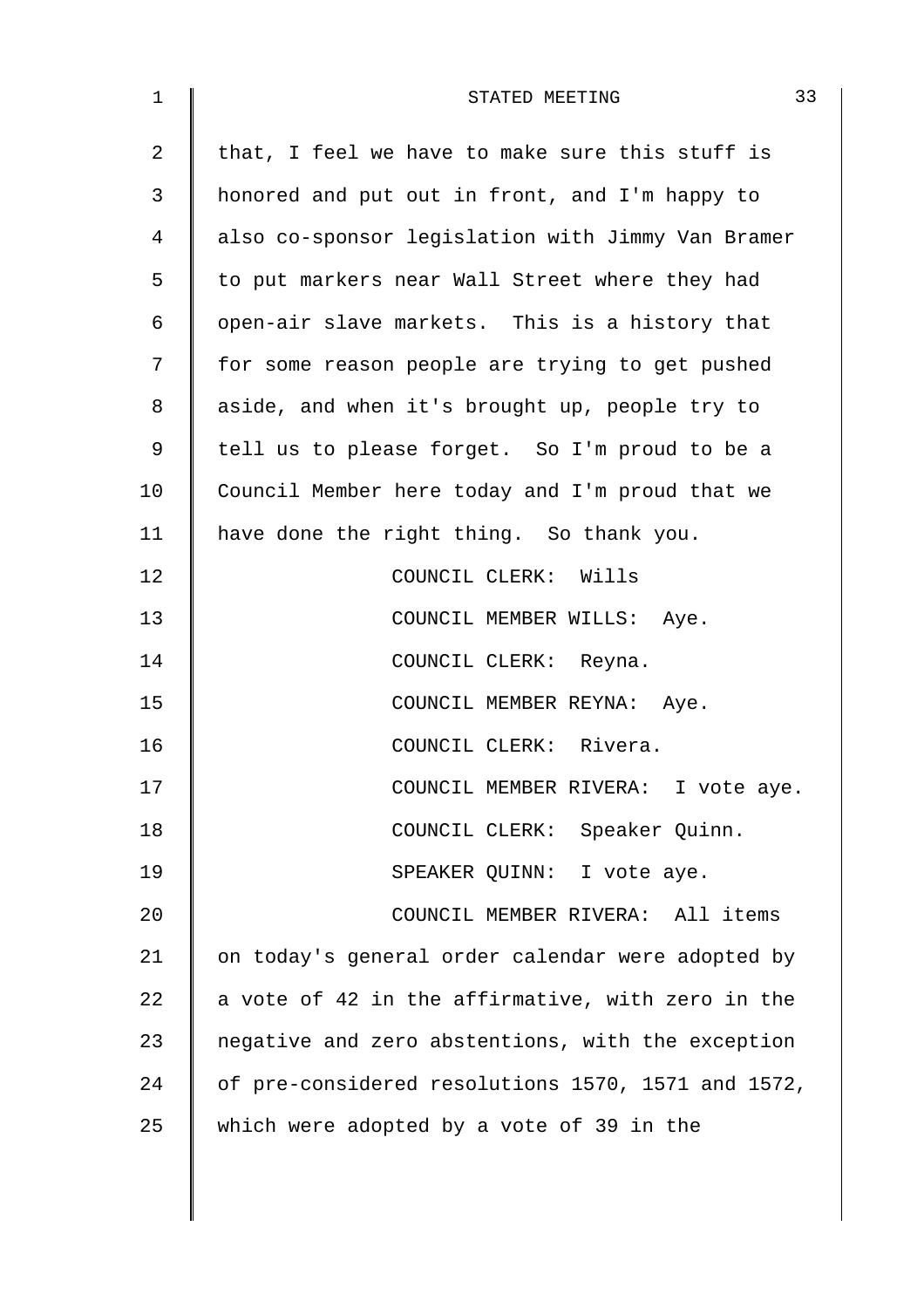that, I feel we have to make sure this stuff is honored and put out in front, and I'm happy to also co-sponsor legislation with Jimmy Van Bramer to put markers near Wall Street where they had open-air slave markets. This is a history that for some reason people are trying to get pushed aside, and when it's brought up, people try to tell us to please forget. So I'm proud to be a Council Member here today and I'm proud that we have done the right thing. So thank you.

COUNCIL CLERK: Wills

COUNCIL MEMBER WILLS: Aye.

COUNCIL CLERK: Reyna.

COUNCIL MEMBER REYNA: Aye.

COUNCIL CLERK: Rivera.

COUNCIL MEMBER RIVERA: I vote aye.

COUNCIL CLERK: Speaker Quinn.

SPEAKER QUINN: I vote aye.

COUNCIL MEMBER RIVERA: All items on today's general order calendar were adopted by a vote of 42 in the affirmative, with zero in the negative and zero abstentions, with the exception of pre-considered resolutions 1570, 1571 and 1572, which were adopted by a vote of 39 in the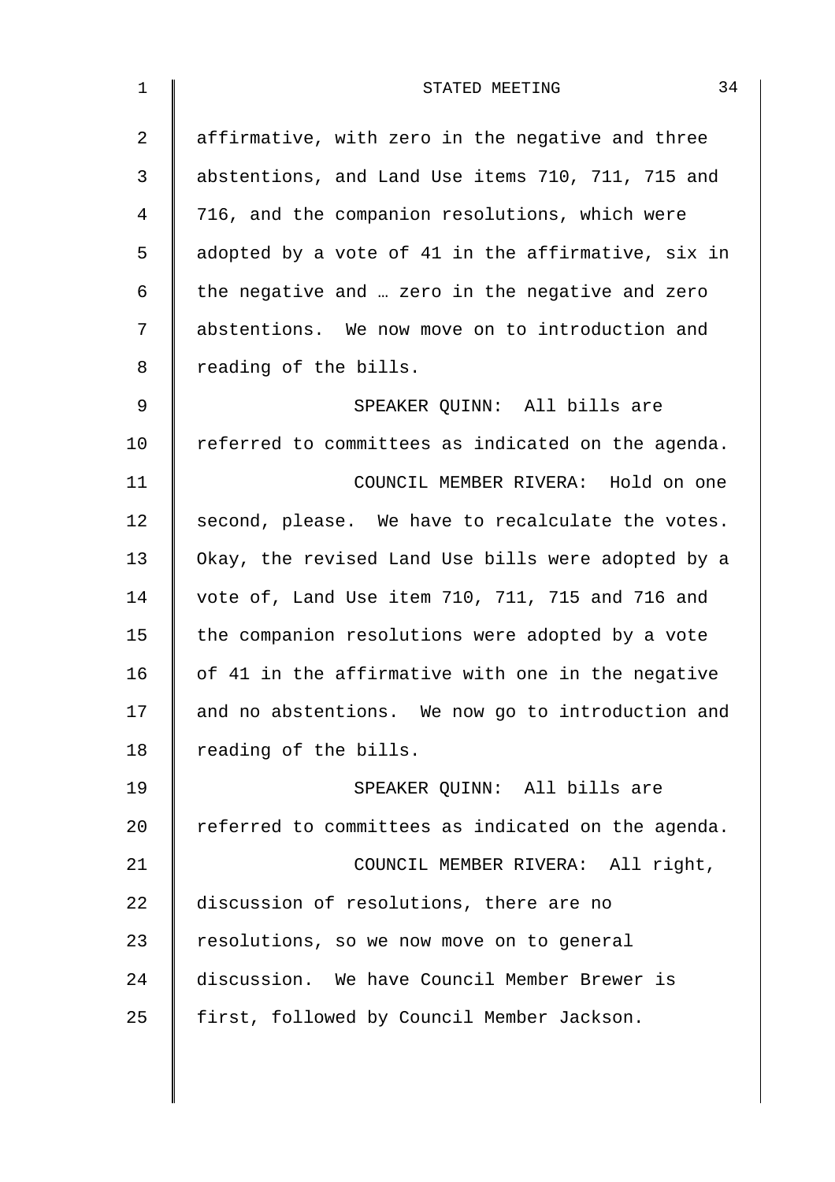affirmative, with zero in the negative and three abstentions, and Land Use items 710, 711, 715 and 716, and the companion resolutions, which were adopted by a vote of 41 in the affirmative, six in the negative and … zero in the negative and zero abstentions. We now move on to introduction and reading of the bills.

SPEAKER QUINN: All bills are referred to committees as indicated on the agenda.

COUNCIL MEMBER RIVERA: Hold on one second, please. We have to recalculate the votes. Okay, the revised Land Use bills were adopted by a vote of, Land Use item 710, 711, 715 and 716 and the companion resolutions were adopted by a vote of 41 in the affirmative with one in the negative and no abstentions. We now go to introduction and reading of the bills.

SPEAKER QUINN: All bills are referred to committees as indicated on the agenda.

COUNCIL MEMBER RIVERA: All right, discussion of resolutions, there are no resolutions, so we now move on to general discussion. We have Council Member Brewer is first, followed by Council Member Jackson.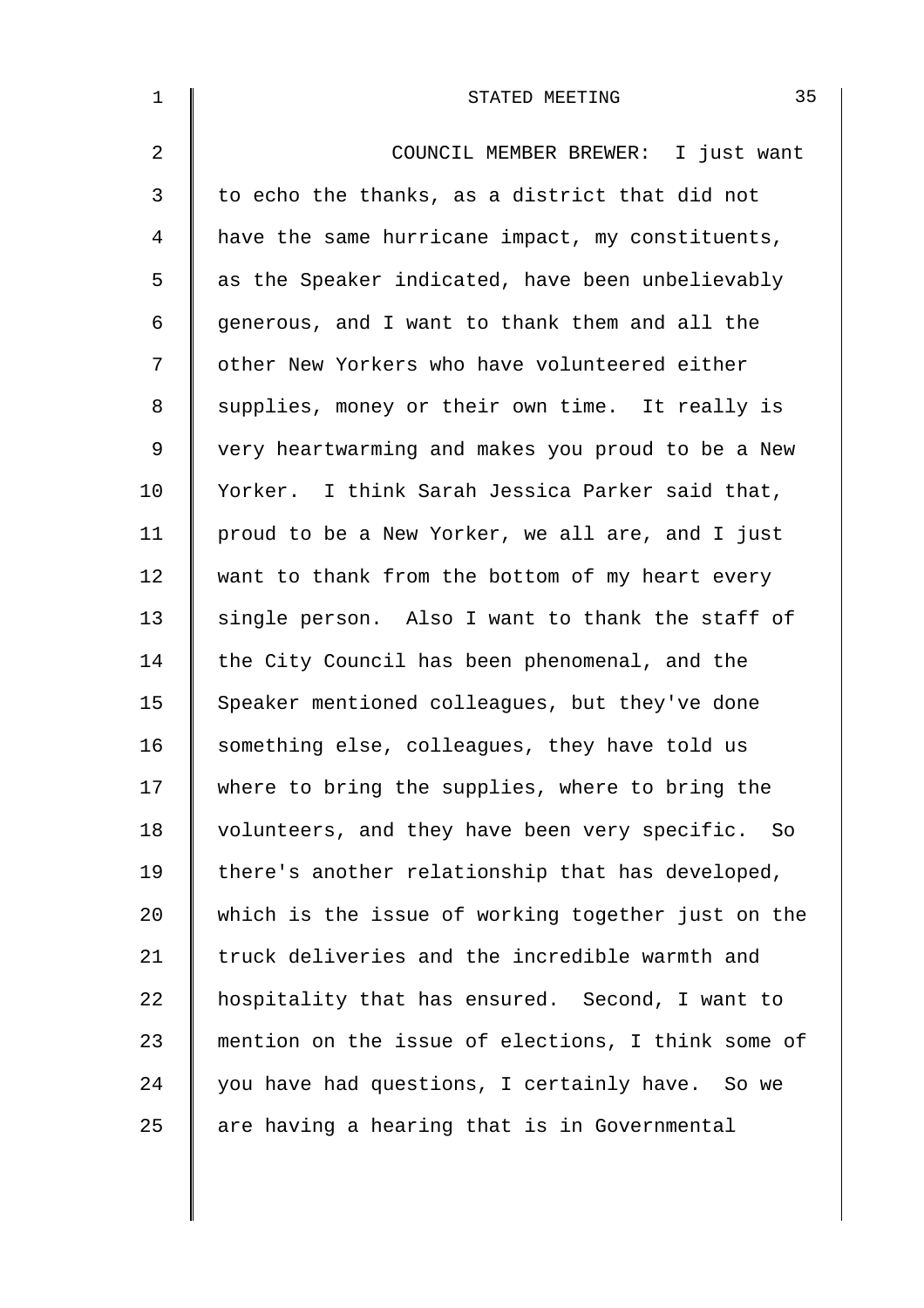COUNCIL MEMBER BREWER: I just want to echo the thanks, as a district that did not have the same hurricane impact, my constituents, as the Speaker indicated, have been unbelievably generous, and I want to thank them and all the other New Yorkers who have volunteered either supplies, money or their own time. It really is very heartwarming and makes you proud to be a New Yorker. I think Sarah Jessica Parker said that, proud to be a New Yorker, we all are, and I just want to thank from the bottom of my heart every single person. Also I want to thank the staff of the City Council has been phenomenal, and the Speaker mentioned colleagues, but they've done something else, colleagues, they have told us where to bring the supplies, where to bring the volunteers, and they have been very specific. So there's another relationship that has developed, which is the issue of working together just on the truck deliveries and the incredible warmth and hospitality that has ensured. Second, I want to mention on the issue of elections, I think some of you have had questions, I certainly have. So we are having a hearing that is in Governmental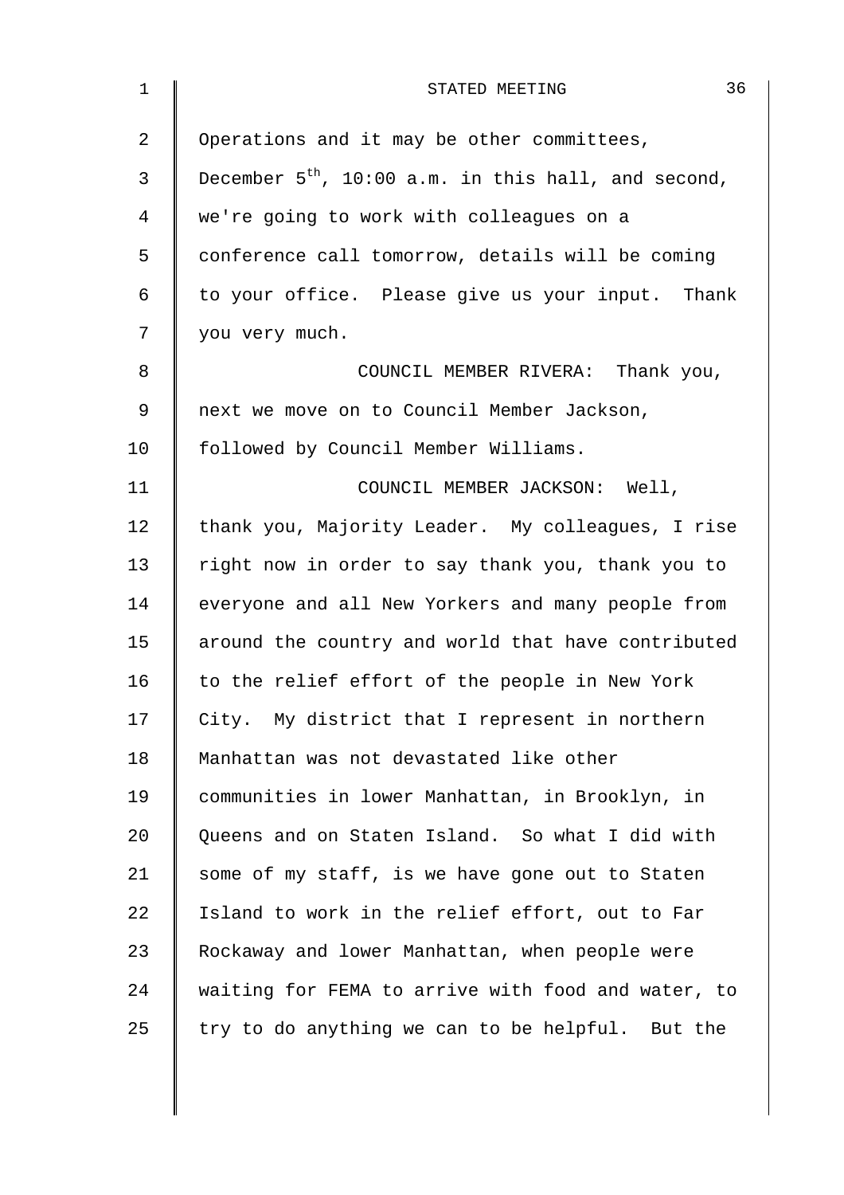Operations and it may be other committees, December 5th, 10:00 a.m. in this hall, and second, we're going to work with colleagues on a conference call tomorrow, details will be coming to your office. Please give us your input. Thank you very much.

COUNCIL MEMBER RIVERA: Thank you, next we move on to Council Member Jackson, followed by Council Member Williams.

COUNCIL MEMBER JACKSON: Well, thank you, Majority Leader. My colleagues, I rise right now in order to say thank you, thank you to everyone and all New Yorkers and many people from around the country and world that have contributed to the relief effort of the people in New York City. My district that I represent in northern Manhattan was not devastated like other communities in lower Manhattan, in Brooklyn, in Queens and on Staten Island. So what I did with some of my staff, is we have gone out to Staten Island to work in the relief effort, out to Far Rockaway and lower Manhattan, when people were waiting for FEMA to arrive with food and water, to try to do anything we can to be helpful. But the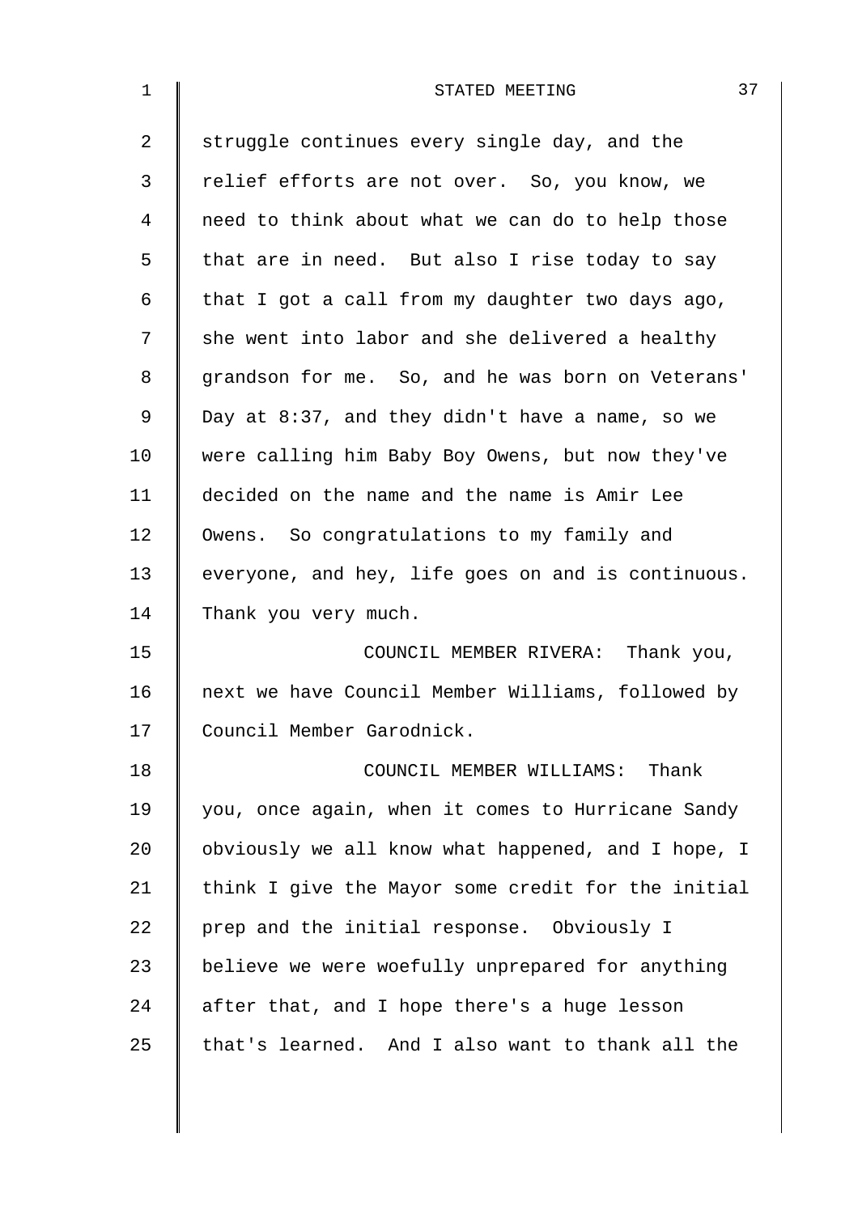struggle continues every single day, and the relief efforts are not over. So, you know, we need to think about what we can do to help those that are in need. But also I rise today to say that I got a call from my daughter two days ago, she went into labor and she delivered a healthy grandson for me. So, and he was born on Veterans' Day at 8:37, and they didn't have a name, so we were calling him Baby Boy Owens, but now they've decided on the name and the name is Amir Lee Owens. So congratulations to my family and everyone, and hey, life goes on and is continuous. Thank you very much.

COUNCIL MEMBER RIVERA: Thank you, next we have Council Member Williams, followed by Council Member Garodnick.

COUNCIL MEMBER WILLIAMS: Thank you, once again, when it comes to Hurricane Sandy obviously we all know what happened, and I hope, I think I give the Mayor some credit for the initial prep and the initial response. Obviously I believe we were woefully unprepared for anything after that, and I hope there's a huge lesson that's learned. And I also want to thank all the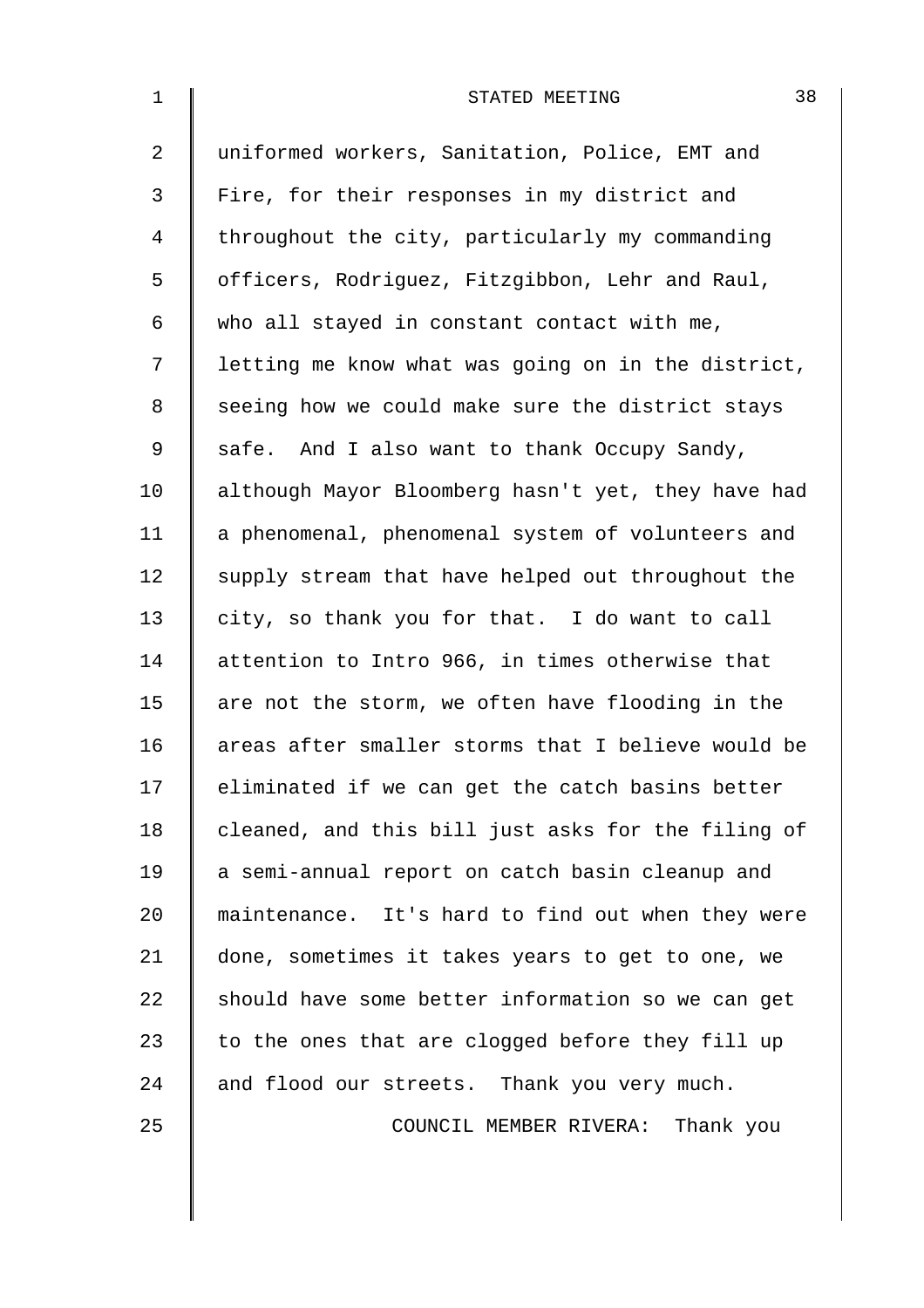uniformed workers, Sanitation, Police, EMT and Fire, for their responses in my district and throughout the city, particularly my commanding officers, Rodriguez, Fitzgibbon, Lehr and Raul, who all stayed in constant contact with me, letting me know what was going on in the district, seeing how we could make sure the district stays safe. And I also want to thank Occupy Sandy, although Mayor Bloomberg hasn't yet, they have had a phenomenal, phenomenal system of volunteers and supply stream that have helped out throughout the city, so thank you for that. I do want to call attention to Intro 966, in times otherwise that are not the storm, we often have flooding in the areas after smaller storms that I believe would be eliminated if we can get the catch basins better cleaned, and this bill just asks for the filing of a semi-annual report on catch basin cleanup and maintenance. It's hard to find out when they were done, sometimes it takes years to get to one, we should have some better information so we can get to the ones that are clogged before they fill up and flood our streets. Thank you very much.

COUNCIL MEMBER RIVERA: Thank you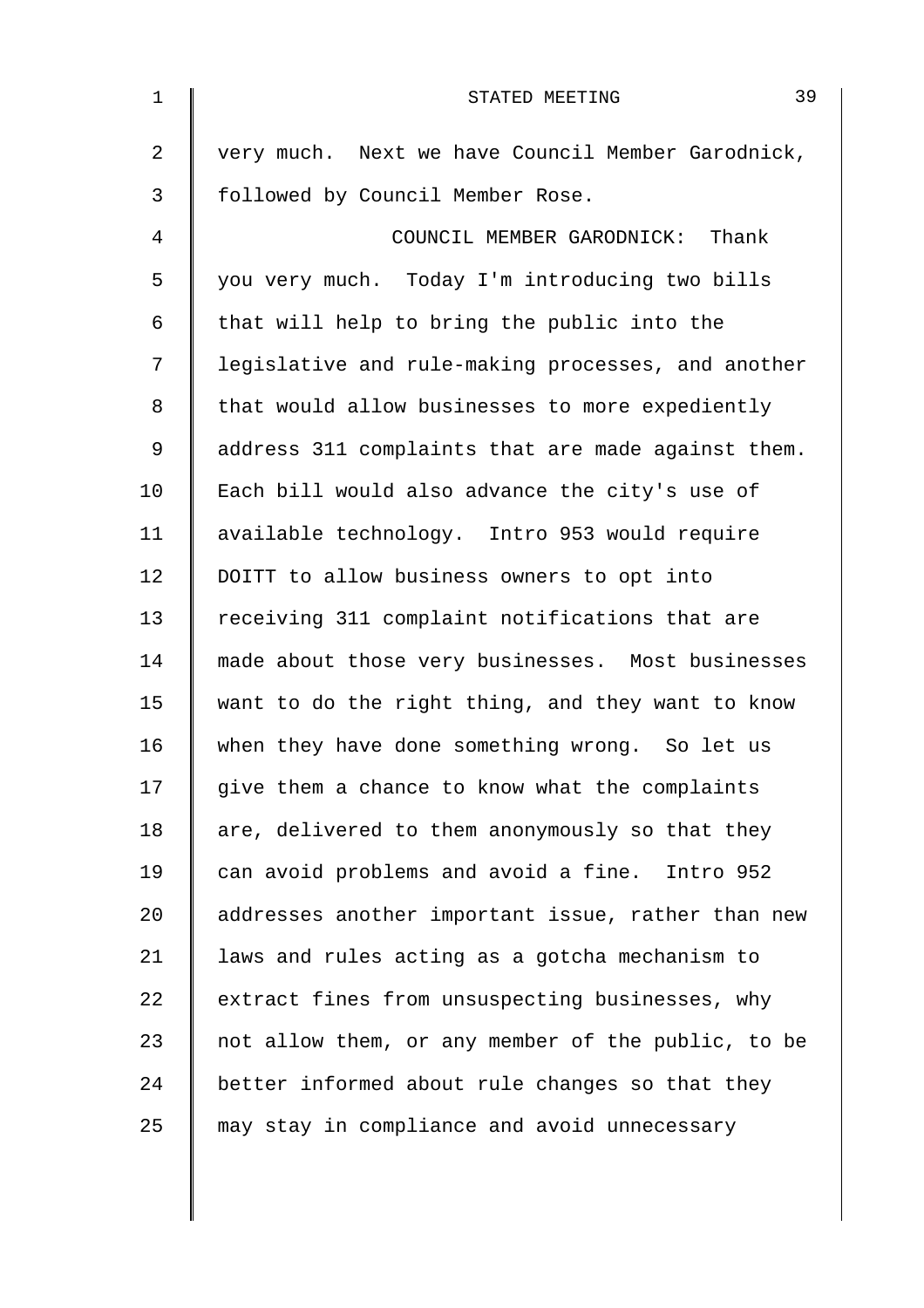very much. Next we have Council Member Garodnick, followed by Council Member Rose.

COUNCIL MEMBER GARODNICK: Thank you very much. Today I'm introducing two bills that will help to bring the public into the legislative and rule-making processes, and another that would allow businesses to more expediently address 311 complaints that are made against them. Each bill would also advance the city's use of available technology. Intro 953 would require DOITT to allow business owners to opt into receiving 311 complaint notifications that are made about those very businesses. Most businesses want to do the right thing, and they want to know when they have done something wrong. So let us give them a chance to know what the complaints are, delivered to them anonymously so that they can avoid problems and avoid a fine. Intro 952 addresses another important issue, rather than new laws and rules acting as a gotcha mechanism to extract fines from unsuspecting businesses, why not allow them, or any member of the public, to be better informed about rule changes so that they may stay in compliance and avoid unnecessary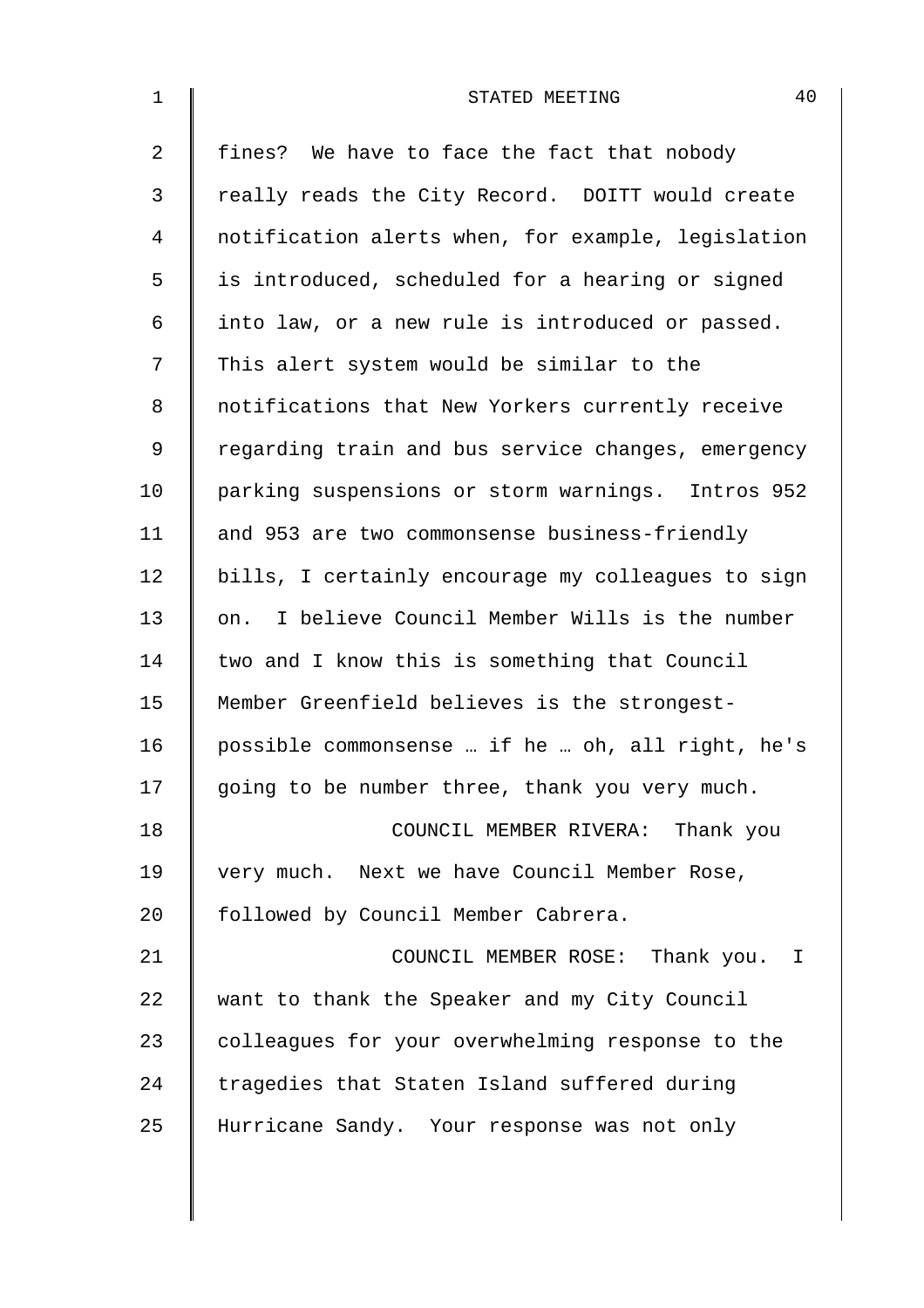fines? We have to face the fact that nobody really reads the City Record. DOITT would create notification alerts when, for example, legislation is introduced, scheduled for a hearing or signed into law, or a new rule is introduced or passed. This alert system would be similar to the notifications that New Yorkers currently receive regarding train and bus service changes, emergency parking suspensions or storm warnings. Intros 952 and 953 are two commonsense business-friendly bills, I certainly encourage my colleagues to sign on. I believe Council Member Wills is the number two and I know this is something that Council Member Greenfield believes is the strongest-possible commonsense … if he … oh, all right, he's going to be number three, thank you very much.

COUNCIL MEMBER RIVERA: Thank you very much. Next we have Council Member Rose, followed by Council Member Cabrera.

COUNCIL MEMBER ROSE: Thank you. I want to thank the Speaker and my City Council colleagues for your overwhelming response to the tragedies that Staten Island suffered during Hurricane Sandy. Your response was not only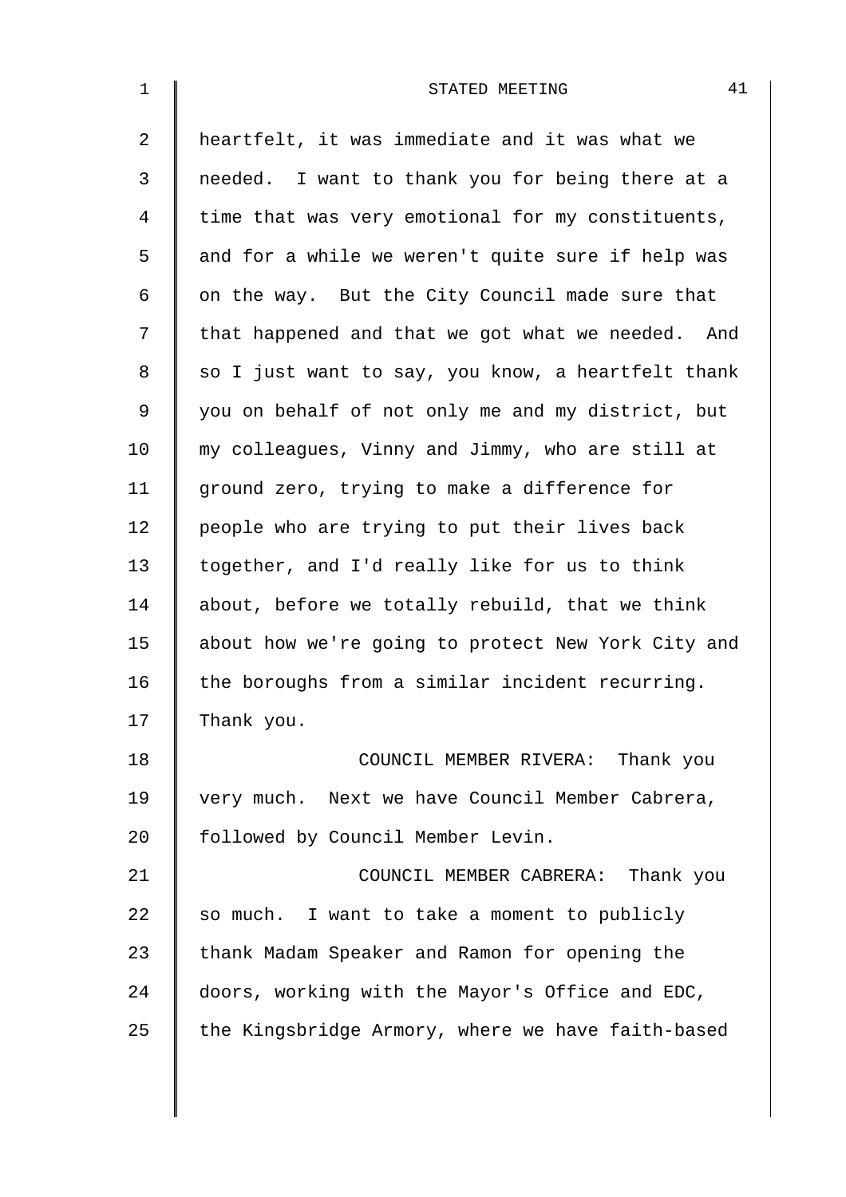heartfelt, it was immediate and it was what we needed. I want to thank you for being there at a time that was very emotional for my constituents, and for a while we weren't quite sure if help was on the way. But the City Council made sure that that happened and that we got what we needed. And so I just want to say, you know, a heartfelt thank you on behalf of not only me and my district, but my colleagues, Vinny and Jimmy, who are still at ground zero, trying to make a difference for people who are trying to put their lives back together, and I'd really like for us to think about, before we totally rebuild, that we think about how we're going to protect New York City and the boroughs from a similar incident recurring. Thank you.

COUNCIL MEMBER RIVERA: Thank you very much. Next we have Council Member Cabrera, followed by Council Member Levin.

COUNCIL MEMBER CABRERA: Thank you so much. I want to take a moment to publicly thank Madam Speaker and Ramon for opening the doors, working with the Mayor's Office and EDC, the Kingsbridge Armory, where we have faith-based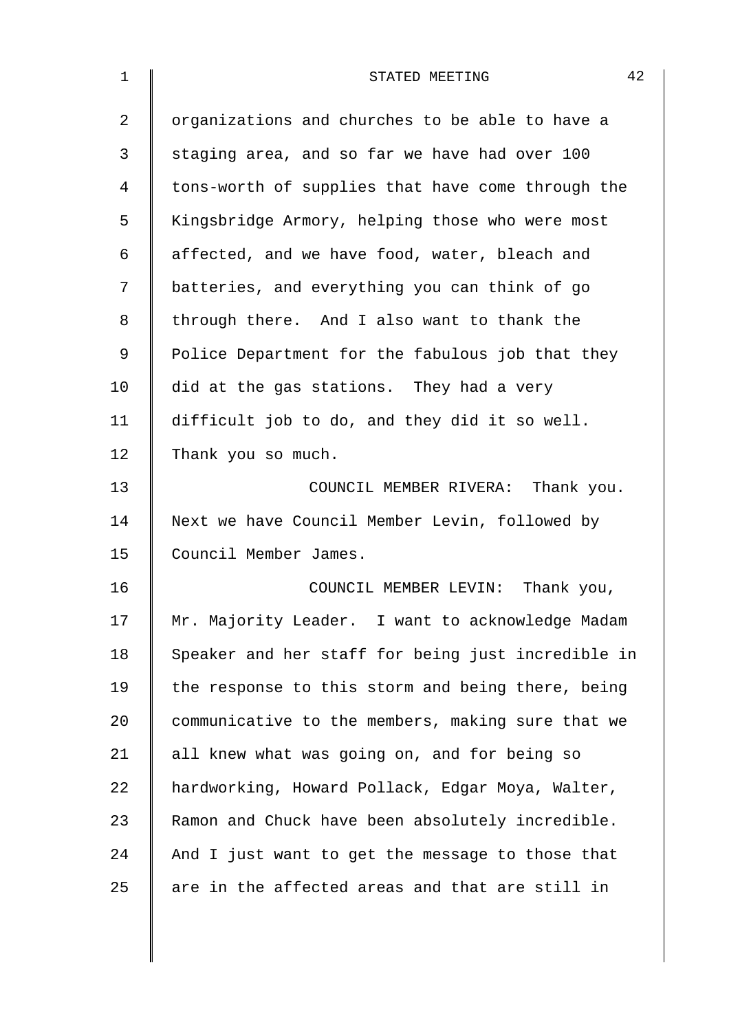organizations and churches to be able to have a staging area, and so far we have had over 100 tons-worth of supplies that have come through the Kingsbridge Armory, helping those who were most affected, and we have food, water, bleach and batteries, and everything you can think of go through there. And I also want to thank the Police Department for the fabulous job that they did at the gas stations. They had a very difficult job to do, and they did it so well. Thank you so much.

COUNCIL MEMBER RIVERA: Thank you. Next we have Council Member Levin, followed by Council Member James.

COUNCIL MEMBER LEVIN: Thank you, Mr. Majority Leader. I want to acknowledge Madam Speaker and her staff for being just incredible in the response to this storm and being there, being communicative to the members, making sure that we all knew what was going on, and for being so hardworking, Howard Pollack, Edgar Moya, Walter, Ramon and Chuck have been absolutely incredible. And I just want to get the message to those that are in the affected areas and that are still in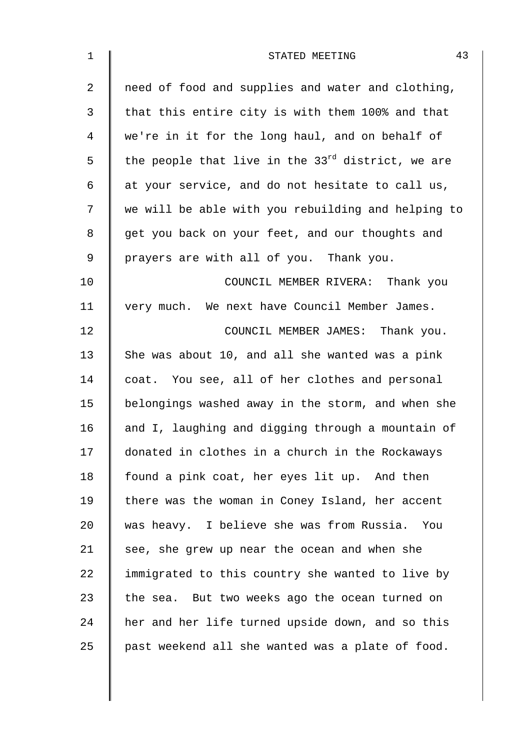need of food and supplies and water and clothing, that this entire city is with them 100% and that we're in it for the long haul, and on behalf of the people that live in the $33^{rd}$ district, we are at your service, and do not hesitate to call us, we will be able with you rebuilding and helping to get you back on your feet, and our thoughts and prayers are with all of you. Thank you.

COUNCIL MEMBER RIVERA: Thank you very much. We next have Council Member James.

COUNCIL MEMBER JAMES: Thank you. She was about 10, and all she wanted was a pink coat. You see, all of her clothes and personal belongings washed away in the storm, and when she and I, laughing and digging through a mountain of donated in clothes in a church in the Rockaways found a pink coat, her eyes lit up. And then there was the woman in Coney Island, her accent was heavy. I believe she was from Russia. You see, she grew up near the ocean and when she immigrated to this country she wanted to live by the sea. But two weeks ago the ocean turned on her and her life turned upside down, and so this past weekend all she wanted was a plate of food.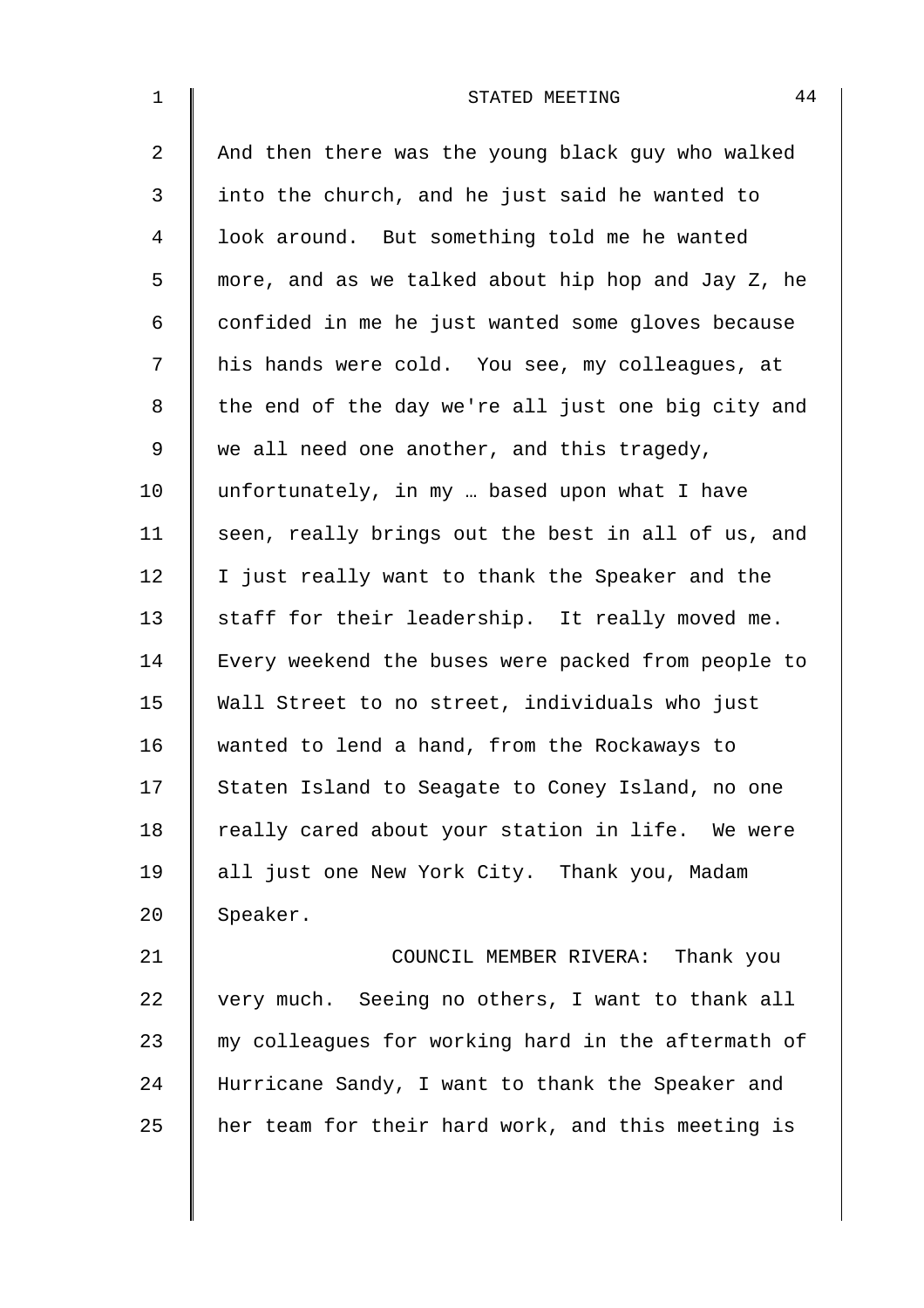And then there was the young black guy who walked into the church, and he just said he wanted to look around. But something told me he wanted more, and as we talked about hip hop and Jay Z, he confided in me he just wanted some gloves because his hands were cold. You see, my colleagues, at the end of the day we're all just one big city and we all need one another, and this tragedy, unfortunately, in my … based upon what I have seen, really brings out the best in all of us, and I just really want to thank the Speaker and the staff for their leadership. It really moved me. Every weekend the buses were packed from people to Wall Street to no street, individuals who just wanted to lend a hand, from the Rockaways to Staten Island to Seagate to Coney Island, no one really cared about your station in life. We were all just one New York City. Thank you, Madam Speaker.

COUNCIL MEMBER RIVERA: Thank you very much. Seeing no others, I want to thank all my colleagues for working hard in the aftermath of Hurricane Sandy, I want to thank the Speaker and her team for their hard work, and this meeting is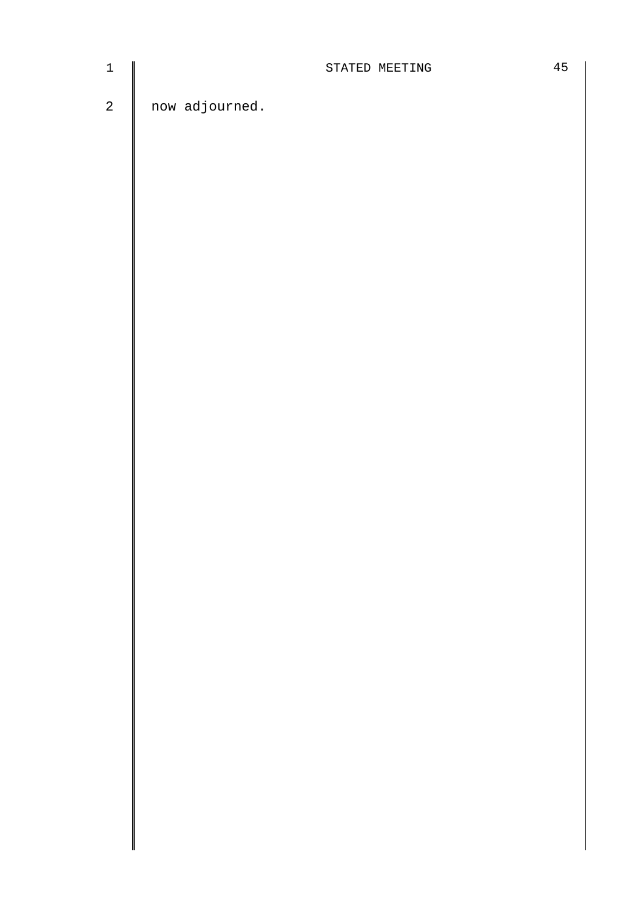now adjourned.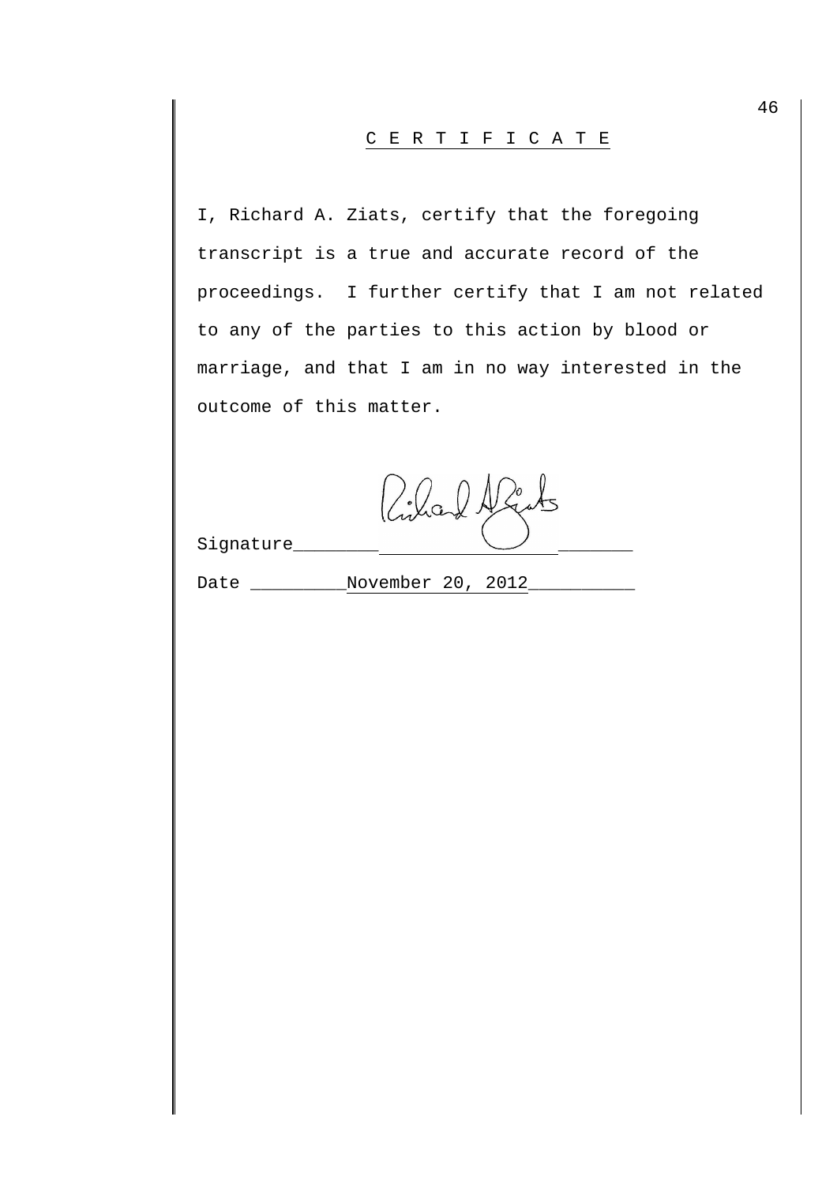# C E R T I F I C A T E

I, Richard A. Ziats, certify that the foregoing transcript is a true and accurate record of the proceedings. I further certify that I am not related to any of the parties to this action by blood or marriage, and that I am in no way interested in the outcome of this matter.

Signature___________________________________

Date _________November 20, 2012__________